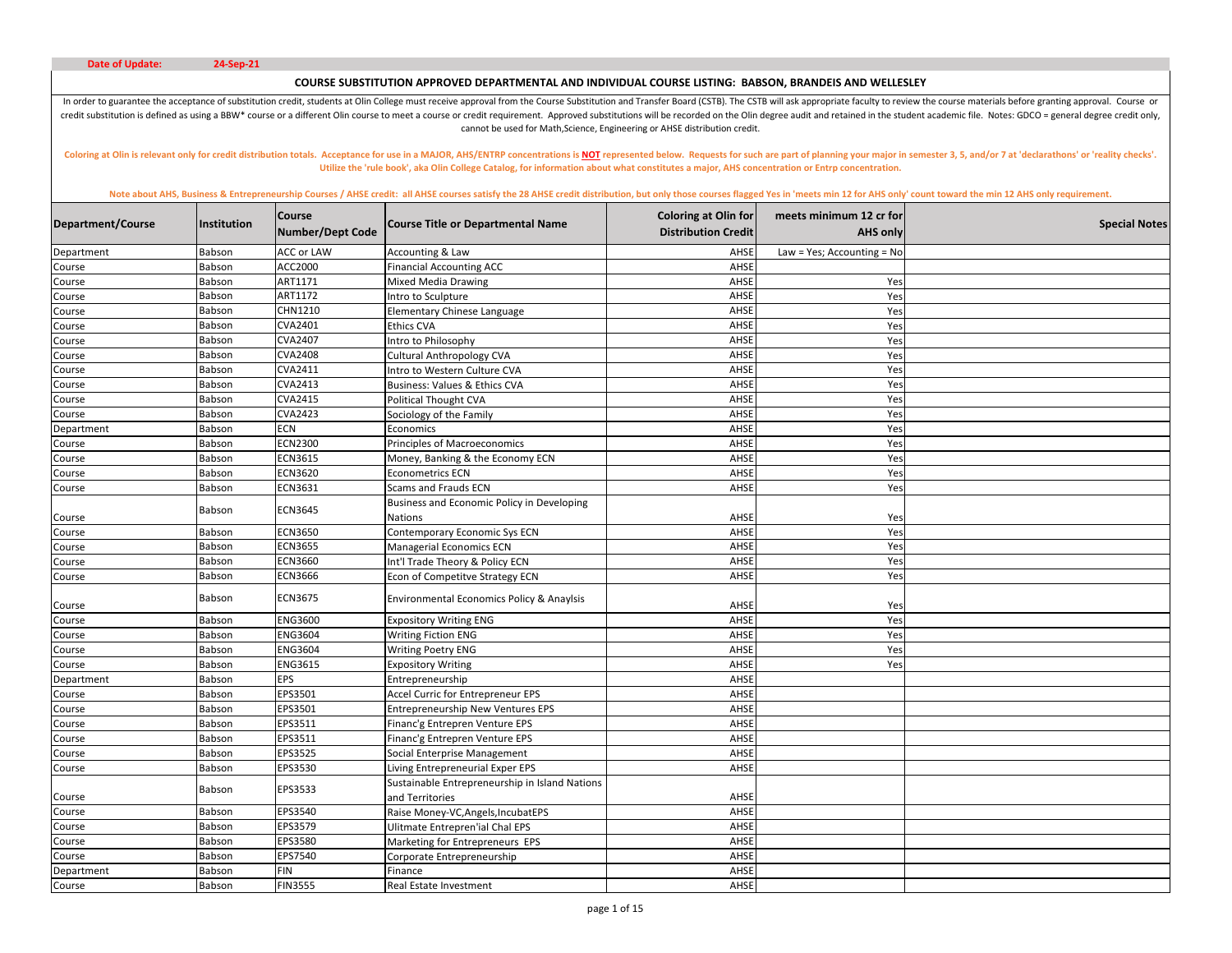**Date of Update:** 24-Sep-21

## COURSE SUBSTITUTION APPROVED DEPARTMENTAL AND INDIVIDUAL COURSE LISTING: BABSON, BRANDEIS AND WELLESLEY

In order to guarantee the acceptance of substitution credit, students at Olin College must receive approval from the Course Substitution and Transfer Board (CSTB). The CSTB will ask appropriate faculty to review the course materials before granting approval. Course or credit substitution is defined as using a BBW* course or a different Olin course to meet a course or credit requirement. Approved substitutions will be recorded on the Olin degree audit and retained in the student academic file. Notes: GDCO = general degree credit only, cannot be used for Math,Science, Engineering or AHSE distribution credit.

**Coloring at Olin is relevant only for credit distribution totals. Acceptance for use in a MAJOR, AHS/ENTRP concentrations is NOT represented below. Requests for such are part of planning your major in semester 3, 5, and/or 7 at 'declarathons' or 'reality checks'. Utilize the 'rule book', aka Olin College Catalog, for information about what constitutes a major, AHS concentration or Entrp concentration.**

**Note about AHS, Business & Entrepreneurship Courses / AHSE credit: all AHSE courses satisfy the 28 AHSE credit distribution, but only those courses flagged Yes in 'meets min 12 for AHS only' count toward the min 12 AHS only requirement.**

| Department/Course | Institution | Course Number/Dept Code | Course Title or Departmental Name | Coloring at Olin for Distribution Credit | meets minimum 12 cr for AHS only | Special Notes |
|---|---|---|---|---|---|---|
| Department | Babson | ACC or LAW | Accounting & Law | AHSE | Law = Yes; Accounting = No | |
| Course | Babson | ACC2000 | Financial Accounting ACC | AHSE | | |
| Course | Babson | ART1171 | Mixed Media Drawing | AHSE | Yes | |
| Course | Babson | ART1172 | Intro to Sculpture | AHSE | Yes | |
| Course | Babson | CHN1210 | Elementary Chinese Language | AHSE | Yes | |
| Course | Babson | CVA2401 | Ethics CVA | AHSE | Yes | |
| Course | Babson | CVA2407 | Intro to Philosophy | AHSE | Yes | |
| Course | Babson | CVA2408 | Cultural Anthropology CVA | AHSE | Yes | |
| Course | Babson | CVA2411 | Intro to Western Culture CVA | AHSE | Yes | |
| Course | Babson | CVA2413 | Business: Values & Ethics CVA | AHSE | Yes | |
| Course | Babson | CVA2415 | Political Thought CVA | AHSE | Yes | |
| Course | Babson | CVA2423 | Sociology of the Family | AHSE | Yes | |
| Department | Babson | ECN | Economics | AHSE | Yes | |
| Course | Babson | ECN2300 | Principles of Macroeconomics | AHSE | Yes | |
| Course | Babson | ECN3615 | Money, Banking & the Economy ECN | AHSE | Yes | |
| Course | Babson | ECN3620 | Econometrics ECN | AHSE | Yes | |
| Course | Babson | ECN3631 | Scams and Frauds ECN | AHSE | Yes | |
| Course | Babson | ECN3645 | Business and Economic Policy in Developing Nations | AHSE | Yes | |
| Course | Babson | ECN3650 | Contemporary Economic Sys ECN | AHSE | Yes | |
| Course | Babson | ECN3655 | Managerial Economics ECN | AHSE | Yes | |
| Course | Babson | ECN3660 | Int'l Trade Theory & Policy ECN | AHSE | Yes | |
| Course | Babson | ECN3666 | Econ of Competitve Strategy ECN | AHSE | Yes | |
| Course | Babson | ECN3675 | Environmental Economics Policy & Anaylsis | AHSE | Yes | |
| Course | Babson | ENG3600 | Expository Writing ENG | AHSE | Yes | |
| Course | Babson | ENG3604 | Writing Fiction ENG | AHSE | Yes | |
| Course | Babson | ENG3604 | Writing Poetry ENG | AHSE | Yes | |
| Course | Babson | ENG3615 | Expository Writing | AHSE | Yes | |
| Department | Babson | EPS | Entrepreneurship | AHSE | | |
| Course | Babson | EPS3501 | Accel Curric for Entrepreneur EPS | AHSE | | |
| Course | Babson | EPS3501 | Entrepreneurship New Ventures EPS | AHSE | | |
| Course | Babson | EPS3511 | Financ'g Entrepren Venture EPS | AHSE | | |
| Course | Babson | EPS3511 | Financ'g Entrepren Venture EPS | AHSE | | |
| Course | Babson | EPS3525 | Social Enterprise Management | AHSE | | |
| Course | Babson | EPS3530 | Living Entrepreneurial Exper EPS | AHSE | | |
| Course | Babson | EPS3533 | Sustainable Entrepreneurship in Island Nations and Territories | AHSE | | |
| Course | Babson | EPS3540 | Raise Money-VC,Angels,IncubatEPS | AHSE | | |
| Course | Babson | EPS3579 | Ulitmate Entrepren'ial Chal EPS | AHSE | | |
| Course | Babson | EPS3580 | Marketing for Entrepreneurs EPS | AHSE | | |
| Course | Babson | EPS7540 | Corporate Entrepreneurship | AHSE | | |
| Department | Babson | FIN | Finance | AHSE | | |
| Course | Babson | FIN3555 | Real Estate Investment | AHSE | | |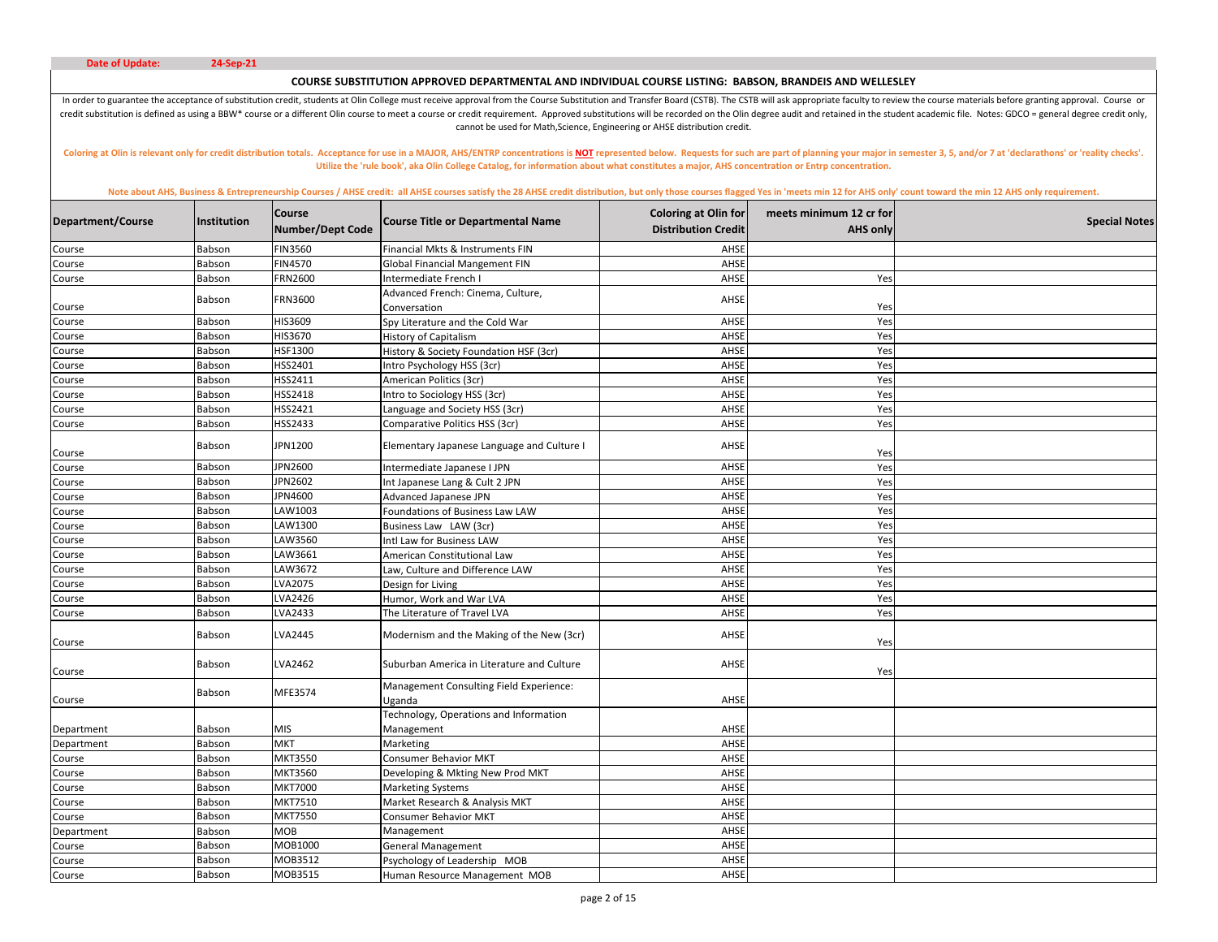**Date of Update:** **24-Sep-21**

## COURSE SUBSTITUTION APPROVED DEPARTMENTAL AND INDIVIDUAL COURSE LISTING: BABSON, BRANDEIS AND WELLESLEY

In order to guarantee the acceptance of substitution credit, students at Olin College must receive approval from the Course Substitution and Transfer Board (CSTB). The CSTB will ask appropriate faculty to review the course materials before granting approval. Course or credit substitution is defined as using a BBW* course or a different Olin course to meet a course or credit requirement. Approved substitutions will be recorded on the Olin degree audit and retained in the student academic file. Notes: GDCO = general degree credit only, cannot be used for Math,Science, Engineering or AHSE distribution credit.

Coloring at Olin is relevant only for credit distribution totals. Acceptance for use in a MAJOR, AHS/ENTRP concentrations is **NOT** represented below. Requests for such are part of planning your major in semester 3, 5, and/or 7 at 'declarathons' or 'reality checks'. Utilize the 'rule book', aka Olin College Catalog, for information about what constitutes a major, AHS concentration or Entrp concentration.

Note about AHS, Business & Entrepreneurship Courses / AHSE credit: all AHSE courses satisfy the 28 AHSE credit distribution, but only those courses flagged Yes in 'meets min 12 for AHS only' count toward the min 12 AHS only requirement.

| Department/Course | Institution | Course Number/Dept Code | Course Title or Departmental Name | Coloring at Olin for Distribution Credit | meets minimum 12 cr for AHS only | Special Notes |
|---|---|---|---|---|---|---|
| Course | Babson | FIN3560 | Financial Mkts & Instruments FIN | AHSE | | |
| Course | Babson | FIN4570 | Global Financial Mangement FIN | AHSE | | |
| Course | Babson | FRN2600 | Intermediate French I | AHSE | Yes | |
| Course | Babson | FRN3600 | Advanced French: Cinema, Culture, Conversation | AHSE | Yes | |
| Course | Babson | HIS3609 | Spy Literature and the Cold War | AHSE | Yes | |
| Course | Babson | HIS3670 | History of Capitalism | AHSE | Yes | |
| Course | Babson | HSF1300 | History & Society Foundation HSF (3cr) | AHSE | Yes | |
| Course | Babson | HSS2401 | Intro Psychology HSS (3cr) | AHSE | Yes | |
| Course | Babson | HSS2411 | American Politics (3cr) | AHSE | Yes | |
| Course | Babson | HSS2418 | Intro to Sociology HSS (3cr) | AHSE | Yes | |
| Course | Babson | HSS2421 | Language and Society HSS (3cr) | AHSE | Yes | |
| Course | Babson | HSS2433 | Comparative Politics HSS (3cr) | AHSE | Yes | |
| Course | Babson | JPN1200 | Elementary Japanese Language and Culture I | AHSE | Yes | |
| Course | Babson | JPN2600 | Intermediate Japanese I JPN | AHSE | Yes | |
| Course | Babson | JPN2602 | Int Japanese Lang & Cult 2 JPN | AHSE | Yes | |
| Course | Babson | JPN4600 | Advanced Japanese JPN | AHSE | Yes | |
| Course | Babson | LAW1003 | Foundations of Business Law LAW | AHSE | Yes | |
| Course | Babson | LAW1300 | Business Law LAW (3cr) | AHSE | Yes | |
| Course | Babson | LAW3560 | Intl Law for Business LAW | AHSE | Yes | |
| Course | Babson | LAW3661 | American Constitutional Law | AHSE | Yes | |
| Course | Babson | LAW3672 | Law, Culture and Difference LAW | AHSE | Yes | |
| Course | Babson | LVA2075 | Design for Living | AHSE | Yes | |
| Course | Babson | LVA2426 | Humor, Work and War LVA | AHSE | Yes | |
| Course | Babson | LVA2433 | The Literature of Travel LVA | AHSE | Yes | |
| Course | Babson | LVA2445 | Modernism and the Making of the New (3cr) | AHSE | Yes | |
| Course | Babson | LVA2462 | Suburban America in Literature and Culture | AHSE | Yes | |
| Course | Babson | MFE3574 | Management Consulting Field Experience: Uganda | AHSE | | |
| Department | Babson | MIS | Technology, Operations and Information Management | AHSE | | |
| Department | Babson | MKT | Marketing | AHSE | | |
| Course | Babson | MKT3550 | Consumer Behavior MKT | AHSE | | |
| Course | Babson | MKT3560 | Developing & Mkting New Prod MKT | AHSE | | |
| Course | Babson | MKT7000 | Marketing Systems | AHSE | | |
| Course | Babson | MKT7510 | Market Research & Analysis MKT | AHSE | | |
| Course | Babson | MKT7550 | Consumer Behavior MKT | AHSE | | |
| Department | Babson | MOB | Management | AHSE | | |
| Course | Babson | MOB1000 | General Management | AHSE | | |
| Course | Babson | MOB3512 | Psychology of Leadership MOB | AHSE | | |
| Course | Babson | MOB3515 | Human Resource Management MOB | AHSE | | |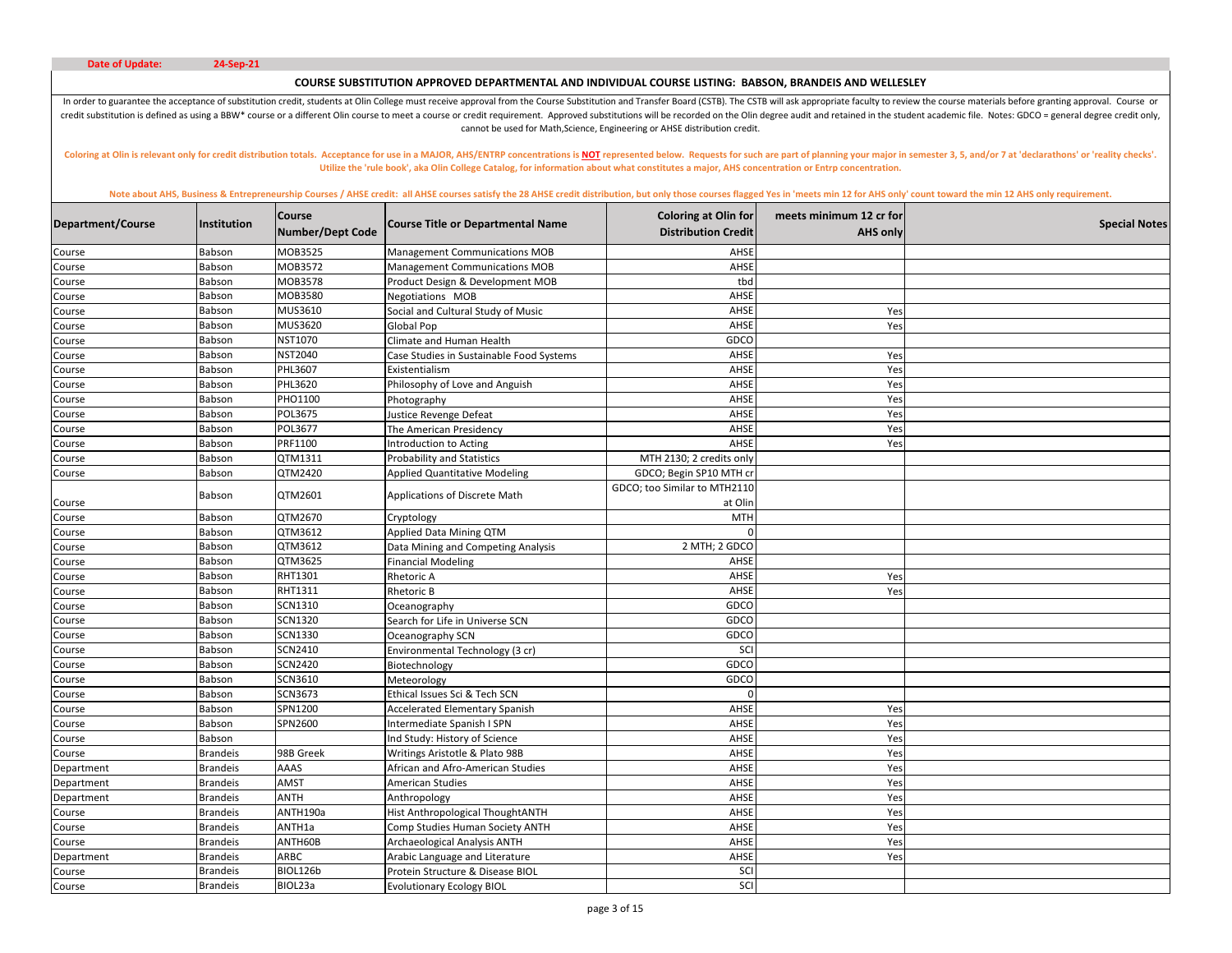**Date of Update:** 24-Sep-21

**COURSE SUBSTITUTION APPROVED DEPARTMENTAL AND INDIVIDUAL COURSE LISTING: BABSON, BRANDEIS AND WELLESLEY**

In order to guarantee the acceptance of substitution credit, students at Olin College must receive approval from the Course Substitution and Transfer Board (CSTB). The CSTB will ask appropriate faculty to review the course materials before granting approval. Course or credit substitution is defined as using a BBW* course or a different Olin course to meet a course or credit requirement. Approved substitutions will be recorded on the Olin degree audit and retained in the student academic file. Notes: GDCO = general degree credit only, cannot be used for Math,Science, Engineering or AHSE distribution credit.

Coloring at Olin is relevant only for credit distribution totals. Acceptance for use in a MAJOR, AHS/ENTRP concentrations is **NOT** represented below. Requests for such are part of planning your major in semester 3, 5, and/or 7 at 'declarathons' or 'reality checks'. Utilize the 'rule book', aka Olin College Catalog, for information about what constitutes a major, AHS concentration or Entrp concentration.

Note about AHS, Business & Entrepreneurship Courses / AHSE credit: all AHSE courses satisfy the 28 AHSE credit distribution, but only those courses flagged Yes in 'meets min 12 for AHS only' count toward the min 12 AHS only requirement.

| Department/Course | Institution | Course Number/Dept Code | Course Title or Departmental Name | Coloring at Olin for Distribution Credit | meets minimum 12 cr for AHS only | Special Notes |
|---|---|---|---|---|---|---|
| Course | Babson | MOB3525 | Management Communications MOB | AHSE | | |
| Course | Babson | MOB3572 | Management Communications MOB | AHSE | | |
| Course | Babson | MOB3578 | Product Design & Development MOB | tbd | | |
| Course | Babson | MOB3580 | Negotiations MOB | AHSE | | |
| Course | Babson | MUS3610 | Social and Cultural Study of Music | AHSE | Yes | |
| Course | Babson | MUS3620 | Global Pop | AHSE | Yes | |
| Course | Babson | NST1070 | Climate and Human Health | GDCO | | |
| Course | Babson | NST2040 | Case Studies in Sustainable Food Systems | AHSE | Yes | |
| Course | Babson | PHL3607 | Existentialism | AHSE | Yes | |
| Course | Babson | PHL3620 | Philosophy of Love and Anguish | AHSE | Yes | |
| Course | Babson | PHO1100 | Photography | AHSE | Yes | |
| Course | Babson | POL3675 | Justice Revenge Defeat | AHSE | Yes | |
| Course | Babson | POL3677 | The American Presidency | AHSE | Yes | |
| Course | Babson | PRF1100 | Introduction to Acting | AHSE | Yes | |
| Course | Babson | QTM1311 | Probability and Statistics | MTH 2130; 2 credits only | | |
| Course | Babson | QTM2420 | Applied Quantitative Modeling | GDCO; Begin SP10 MTH cr | | |
| Course | Babson | QTM2601 | Applications of Discrete Math | GDCO; too Similar to MTH2110 at Olin | | |
| Course | Babson | QTM2670 | Cryptology | MTH | | |
| Course | Babson | QTM3612 | Applied Data Mining QTM | 0 | | |
| Course | Babson | QTM3612 | Data Mining and Competing Analysis | 2 MTH; 2 GDCO | | |
| Course | Babson | QTM3625 | Financial Modeling | AHSE | | |
| Course | Babson | RHT1301 | Rhetoric A | AHSE | Yes | |
| Course | Babson | RHT1311 | Rhetoric B | AHSE | Yes | |
| Course | Babson | SCN1310 | Oceanography | GDCO | | |
| Course | Babson | SCN1320 | Search for Life in Universe SCN | GDCO | | |
| Course | Babson | SCN1330 | Oceanography SCN | GDCO | | |
| Course | Babson | SCN2410 | Environmental Technology (3 cr) | SCI | | |
| Course | Babson | SCN2420 | Biotechnology | GDCO | | |
| Course | Babson | SCN3610 | Meteorology | GDCO | | |
| Course | Babson | SCN3673 | Ethical Issues Sci & Tech SCN | 0 | | |
| Course | Babson | SPN1200 | Accelerated Elementary Spanish | AHSE | Yes | |
| Course | Babson | SPN2600 | Intermediate Spanish I SPN | AHSE | Yes | |
| Course | Babson | | Ind Study: History of Science | AHSE | Yes | |
| Course | Brandeis | 98B Greek | Writings Aristotle & Plato 98B | AHSE | Yes | |
| Department | Brandeis | AAAS | African and Afro-American Studies | AHSE | Yes | |
| Department | Brandeis | AMST | American Studies | AHSE | Yes | |
| Department | Brandeis | ANTH | Anthropology | AHSE | Yes | |
| Course | Brandeis | ANTH190a | Hist Anthropological ThoughtANTH | AHSE | Yes | |
| Course | Brandeis | ANTH1a | Comp Studies Human Society ANTH | AHSE | Yes | |
| Course | Brandeis | ANTH60B | Archaeological Analysis ANTH | AHSE | Yes | |
| Department | Brandeis | ARBC | Arabic Language and Literature | AHSE | Yes | |
| Course | Brandeis | BIOL126b | Protein Structure & Disease BIOL | SCI | | |
| Course | Brandeis | BIOL23a | Evolutionary Ecology BIOL | SCI | | |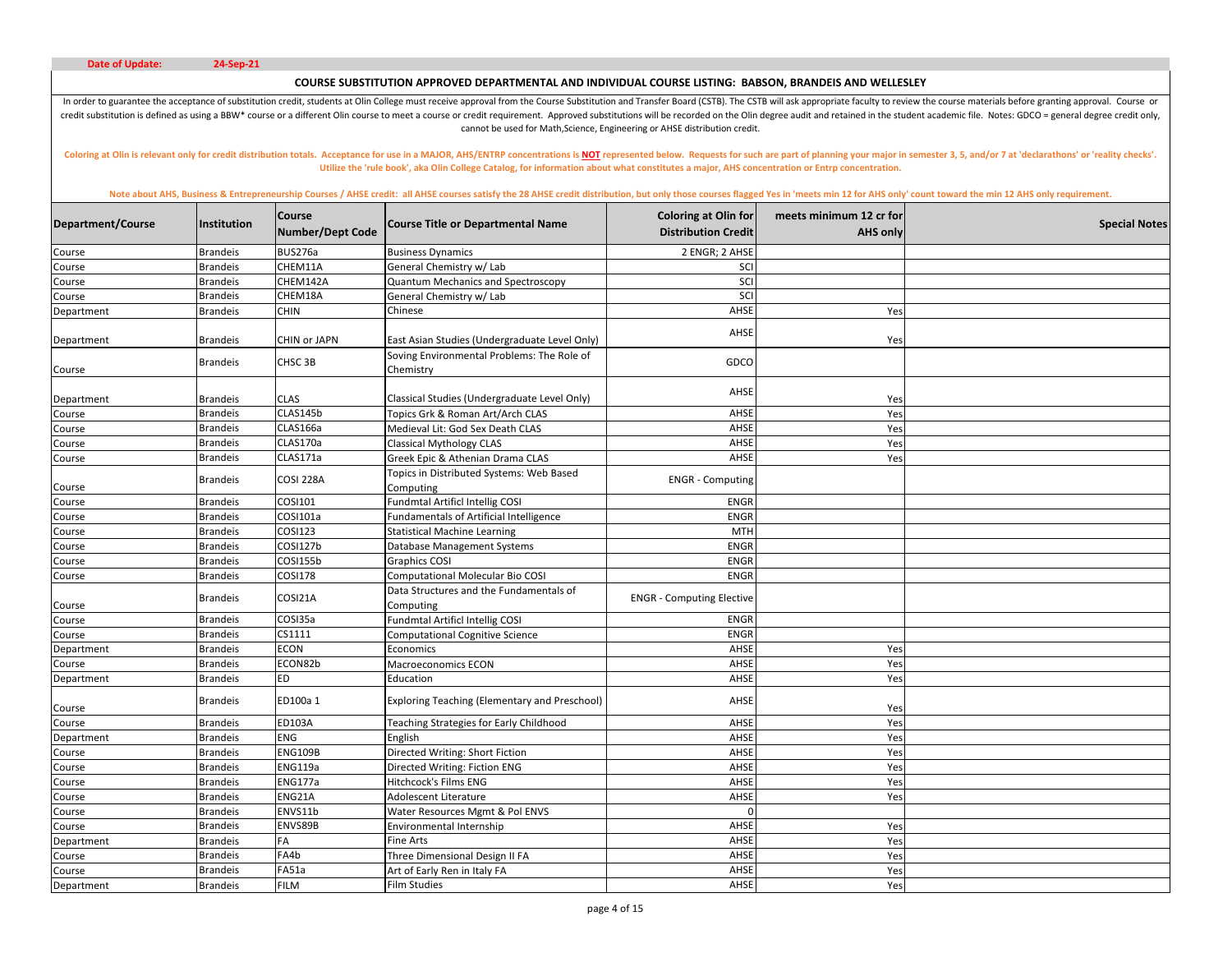**Date of Update:** 24-Sep-21

## COURSE SUBSTITUTION APPROVED DEPARTMENTAL AND INDIVIDUAL COURSE LISTING: BABSON, BRANDEIS AND WELLESLEY

In order to guarantee the acceptance of substitution credit, students at Olin College must receive approval from the Course Substitution and Transfer Board (CSTB). The CSTB will ask appropriate faculty to review the course materials before granting approval. Course or credit substitution is defined as using a BBW* course or a different Olin course to meet a course or credit requirement. Approved substitutions will be recorded on the Olin degree audit and retained in the student academic file. Notes: GDCO = general degree credit only, cannot be used for Math,Science, Engineering or AHSE distribution credit.

Coloring at Olin is relevant only for credit distribution totals. Acceptance for use in a MAJOR, AHS/ENTRP concentrations is **NOT** represented below. Requests for such are part of planning your major in semester 3, 5, and/or 7 at 'declarathons' or 'reality checks'. Utilize the 'rule book', aka Olin College Catalog, for information about what constitutes a major, AHS concentration or Entrp concentration.

Note about AHS, Business & Entrepreneurship Courses / AHSE credit: all AHSE courses satisfy the 28 AHSE credit distribution, but only those courses flagged Yes in 'meets min 12 for AHS only' count toward the min 12 AHS only requirement.

| Department/Course | Institution | Course Number/Dept Code | Course Title or Departmental Name | Coloring at Olin for Distribution Credit | meets minimum 12 cr for AHS only | Special Notes |
|---|---|---|---|---|---|---|
| Course | Brandeis | BUS276a | Business Dynamics | 2 ENGR; 2 AHSE | | |
| Course | Brandeis | CHEM11A | General Chemistry w/ Lab | SCI | | |
| Course | Brandeis | CHEM142A | Quantum Mechanics and Spectroscopy | SCI | | |
| Course | Brandeis | CHEM18A | General Chemistry w/ Lab | SCI | | |
| Department | Brandeis | CHIN | Chinese | AHSE | Yes | |
| Department | Brandeis | CHIN or JAPN | East Asian Studies (Undergraduate Level Only) | AHSE | Yes | |
| Course | Brandeis | CHSC 3B | Soving Environmental Problems: The Role of Chemistry | GDCO | | |
| Department | Brandeis | CLAS | Classical Studies (Undergraduate Level Only) | AHSE | Yes | |
| Course | Brandeis | CLAS145b | Topics Grk & Roman Art/Arch CLAS | AHSE | Yes | |
| Course | Brandeis | CLAS166a | Medieval Lit: God Sex Death CLAS | AHSE | Yes | |
| Course | Brandeis | CLAS170a | Classical Mythology CLAS | AHSE | Yes | |
| Course | Brandeis | CLAS171a | Greek Epic & Athenian Drama CLAS | AHSE | Yes | |
| Course | Brandeis | COSI 228A | Topics in Distributed Systems: Web Based Computing | ENGR - Computing | | |
| Course | Brandeis | COSI101 | Fundmtal Artificl Intellig COSI | ENGR | | |
| Course | Brandeis | COSI101a | Fundamentals of Artificial Intelligence | ENGR | | |
| Course | Brandeis | COSI123 | Statistical Machine Learning | MTH | | |
| Course | Brandeis | COSI127b | Database Management Systems | ENGR | | |
| Course | Brandeis | COSI155b | Graphics COSI | ENGR | | |
| Course | Brandeis | COSI178 | Computational Molecular Bio COSI | ENGR | | |
| Course | Brandeis | COSI21A | Data Structures and the Fundamentals of Computing | ENGR - Computing Elective | | |
| Course | Brandeis | COSI35a | Fundmtal Artificl Intellig COSI | ENGR | | |
| Course | Brandeis | CS1111 | Computational Cognitive Science | ENGR | | |
| Department | Brandeis | ECON | Economics | AHSE | Yes | |
| Course | Brandeis | ECON82b | Macroeconomics ECON | AHSE | Yes | |
| Department | Brandeis | ED | Education | AHSE | Yes | |
| Course | Brandeis | ED100a 1 | Exploring Teaching (Elementary and Preschool) | AHSE | Yes | |
| Course | Brandeis | ED103A | Teaching Strategies for Early Childhood | AHSE | Yes | |
| Department | Brandeis | ENG | English | AHSE | Yes | |
| Course | Brandeis | ENG109B | Directed Writing: Short Fiction | AHSE | Yes | |
| Course | Brandeis | ENG119a | Directed Writing: Fiction ENG | AHSE | Yes | |
| Course | Brandeis | ENG177a | Hitchcock's Films ENG | AHSE | Yes | |
| Course | Brandeis | ENG21A | Adolescent Literature | AHSE | Yes | |
| Course | Brandeis | ENVS11b | Water Resources Mgmt & Pol ENVS | 0 | | |
| Course | Brandeis | ENVS89B | Environmental Internship | AHSE | Yes | |
| Department | Brandeis | FA | Fine Arts | AHSE | Yes | |
| Course | Brandeis | FA4b | Three Dimensional Design II FA | AHSE | Yes | |
| Course | Brandeis | FA51a | Art of Early Ren in Italy FA | AHSE | Yes | |
| Department | Brandeis | FILM | Film Studies | AHSE | Yes | |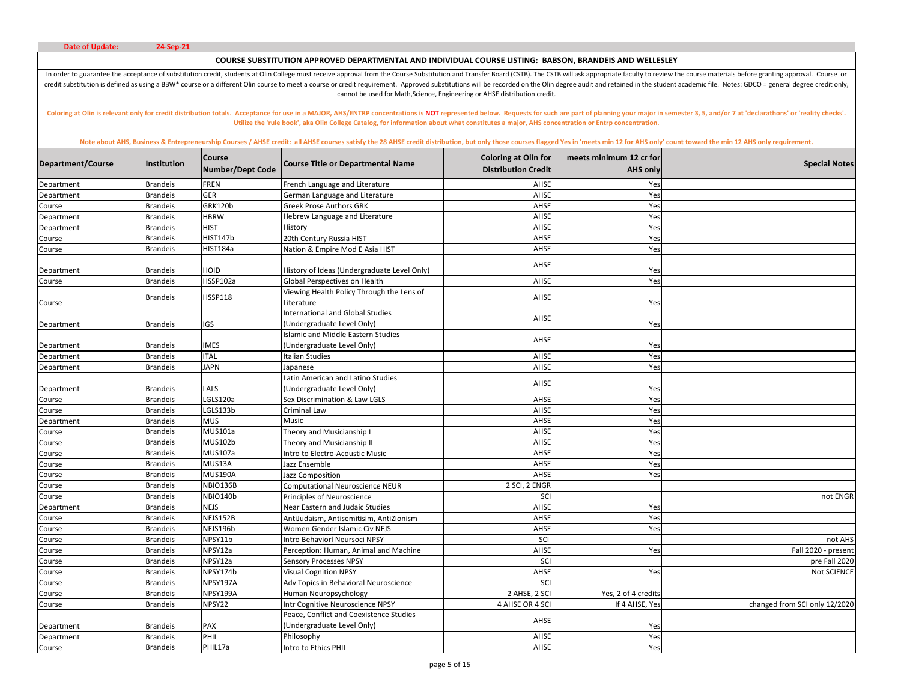**Date of Update:** 24-Sep-21

## COURSE SUBSTITUTION APPROVED DEPARTMENTAL AND INDIVIDUAL COURSE LISTING: BABSON, BRANDEIS AND WELLESLEY

In order to guarantee the acceptance of substitution credit, students at Olin College must receive approval from the Course Substitution and Transfer Board (CSTB). The CSTB will ask appropriate faculty to review the course materials before granting approval. Course or credit substitution is defined as using a BBW* course or a different Olin course to meet a course or credit requirement. Approved substitutions will be recorded on the Olin degree audit and retained in the student academic file. Notes: GDCO = general degree credit only, cannot be used for Math,Science, Engineering or AHSE distribution credit.

Coloring at Olin is relevant only for credit distribution totals. Acceptance for use in a MAJOR, AHS/ENTRP concentrations is **NOT** represented below. Requests for such are part of planning your major in semester 3, 5, and/or 7 at 'declarathons' or 'reality checks'. Utilize the 'rule book', aka Olin College Catalog, for information about what constitutes a major, AHS concentration or Entrp concentration.

Note about AHS, Business & Entrepreneurship Courses / AHSE credit: all AHSE courses satisfy the 28 AHSE credit distribution, but only those courses flagged Yes in 'meets min 12 for AHS only' count toward the min 12 AHS only requirement.

| Department/Course | Institution | Course Number/Dept Code | Course Title or Departmental Name | Coloring at Olin for Distribution Credit | meets minimum 12 cr for AHS only | Special Notes |
|---|---|---|---|---|---|---|
| Department | Brandeis | FREN | French Language and Literature | AHSE | Yes | |
| Department | Brandeis | GER | German Language and Literature | AHSE | Yes | |
| Course | Brandeis | GRK120b | Greek Prose Authors GRK | AHSE | Yes | |
| Department | Brandeis | HBRW | Hebrew Language and Literature | AHSE | Yes | |
| Department | Brandeis | HIST | History | AHSE | Yes | |
| Course | Brandeis | HIST147b | 20th Century Russia HIST | AHSE | Yes | |
| Course | Brandeis | HIST184a | Nation & Empire Mod E Asia HIST | AHSE | Yes | |
| Department | Brandeis | HOID | History of Ideas (Undergraduate Level Only) | AHSE | Yes | |
| Course | Brandeis | HSSP102a | Global Perspectives on Health | AHSE | Yes | |
| Course | Brandeis | HSSP118 | Viewing Health Policy Through the Lens of Literature | AHSE | Yes | |
| Department | Brandeis | IGS | International and Global Studies (Undergraduate Level Only) | AHSE | Yes | |
| Department | Brandeis | IMES | Islamic and Middle Eastern Studies (Undergraduate Level Only) | AHSE | Yes | |
| Department | Brandeis | ITAL | Italian Studies | AHSE | Yes | |
| Department | Brandeis | JAPN | Japanese | AHSE | Yes | |
| Department | Brandeis | LALS | Latin American and Latino Studies (Undergraduate Level Only) | AHSE | Yes | |
| Course | Brandeis | LGLS120a | Sex Discrimination & Law LGLS | AHSE | Yes | |
| Course | Brandeis | LGLS133b | Criminal Law | AHSE | Yes | |
| Department | Brandeis | MUS | Music | AHSE | Yes | |
| Course | Brandeis | MUS101a | Theory and Musicianship I | AHSE | Yes | |
| Course | Brandeis | MUS102b | Theory and Musicianship II | AHSE | Yes | |
| Course | Brandeis | MUS107a | Intro to Electro-Acoustic Music | AHSE | Yes | |
| Course | Brandeis | MUS13A | Jazz Ensemble | AHSE | Yes | |
| Course | Brandeis | MUS190A | Jazz Composition | AHSE | Yes | |
| Course | Brandeis | NBIO136B | Computational Neuroscience NEUR | 2 SCI, 2 ENGR | | |
| Course | Brandeis | NBIO140b | Principles of Neuroscience | SCI | | not ENGR |
| Department | Brandeis | NEJS | Near Eastern and Judaic Studies | AHSE | Yes | |
| Course | Brandeis | NEJS152B | AntiJudaism, Antisemitisim, AntiZionism | AHSE | Yes | |
| Course | Brandeis | NEJS196b | Women Gender Islamic Civ NEJS | AHSE | Yes | |
| Course | Brandeis | NPSY11b | Intro Behaviorl Neursoci NPSY | SCI | | not AHS |
| Course | Brandeis | NPSY12a | Perception: Human, Animal and Machine | AHSE | Yes | Fall 2020 - present |
| Course | Brandeis | NPSY12a | Sensory Processes NPSY | SCI | | pre Fall 2020 |
| Course | Brandeis | NPSY174b | Visual Cognition NPSY | AHSE | Yes | Not SCIENCE |
| Course | Brandeis | NPSY197A | Adv Topics in Behavioral Neuroscience | SCI | | |
| Course | Brandeis | NPSY199A | Human Neuropsychology | 2 AHSE, 2 SCI | Yes, 2 of 4 credits | |
| Course | Brandeis | NPSY22 | Intr Cognitive Neuroscience NPSY | 4 AHSE OR 4 SCI | If 4 AHSE, Yes | changed from SCI only 12/2020 |
| Department | Brandeis | PAX | Peace, Conflict and Coexistence Studies (Undergraduate Level Only) | AHSE | Yes | |
| Department | Brandeis | PHIL | Philosophy | AHSE | Yes | |
| Course | Brandeis | PHIL17a | Intro to Ethics PHIL | AHSE | Yes | |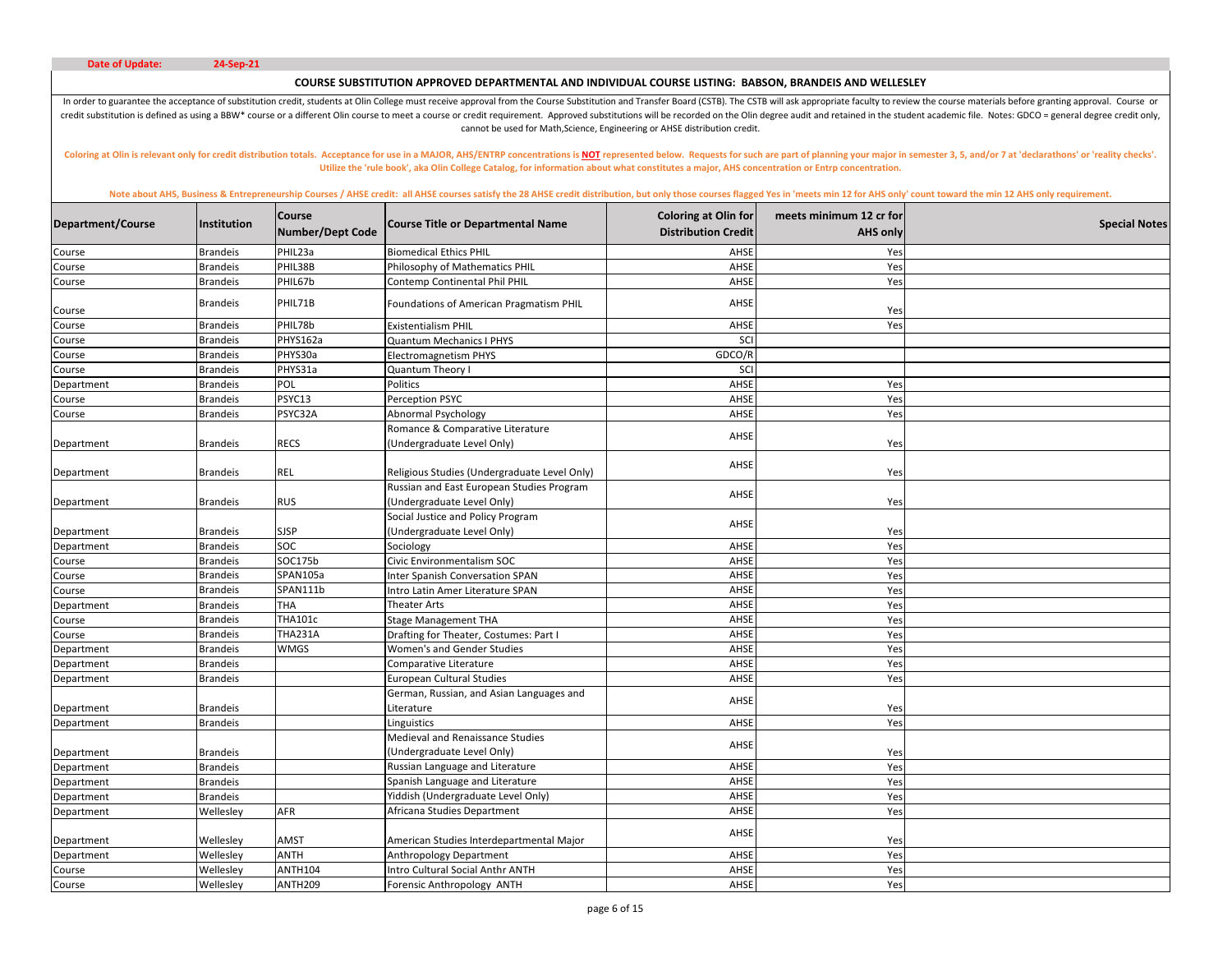**Date of Update:** 24-Sep-21

## COURSE SUBSTITUTION APPROVED DEPARTMENTAL AND INDIVIDUAL COURSE LISTING: BABSON, BRANDEIS AND WELLESLEY

In order to guarantee the acceptance of substitution credit, students at Olin College must receive approval from the Course Substitution and Transfer Board (CSTB). The CSTB will ask appropriate faculty to review the course materials before granting approval. Course or credit substitution is defined as using a BBW* course or a different Olin course to meet a course or credit requirement. Approved substitutions will be recorded on the Olin degree audit and retained in the student academic file. Notes: GDCO = general degree credit only, cannot be used for Math,Science, Engineering or AHSE distribution credit.

Coloring at Olin is relevant only for credit distribution totals. Acceptance for use in a MAJOR, AHS/ENTRP concentrations is **NOT** represented below. Requests for such are part of planning your major in semester 3, 5, and/or 7 at 'declarathons' or 'reality checks'. Utilize the 'rule book', aka Olin College Catalog, for information about what constitutes a major, AHS concentration or Entrp concentration.

Note about AHS, Business & Entrepreneurship Courses / AHSE credit: all AHSE courses satisfy the 28 AHSE credit distribution, but only those courses flagged Yes in 'meets min 12 for AHS only' count toward the min 12 AHS only requirement.

| Department/Course | Institution | Course Number/Dept Code | Course Title or Departmental Name | Coloring at Olin for Distribution Credit | meets minimum 12 cr for AHS only | Special Notes |
|---|---|---|---|---|---|---|
| Course | Brandeis | PHIL23a | Biomedical Ethics PHIL | AHSE | Yes | |
| Course | Brandeis | PHIL38B | Philosophy of Mathematics PHIL | AHSE | Yes | |
| Course | Brandeis | PHIL67b | Contemp Continental Phil PHIL | AHSE | Yes | |
| Course | Brandeis | PHIL71B | Foundations of American Pragmatism PHIL | AHSE | Yes | |
| Course | Brandeis | PHIL78b | Existentialism PHIL | AHSE | Yes | |
| Course | Brandeis | PHYS162a | Quantum Mechanics I PHYS | SCI | | |
| Course | Brandeis | PHYS30a | Electromagnetism PHYS | GDCO/R | | |
| Course | Brandeis | PHYS31a | Quantum Theory I | SCI | | |
| Department | Brandeis | POL | Politics | AHSE | Yes | |
| Course | Brandeis | PSYC13 | Perception PSYC | AHSE | Yes | |
| Course | Brandeis | PSYC32A | Abnormal Psychology | AHSE | Yes | |
| Department | Brandeis | RECS | Romance & Comparative Literature (Undergraduate Level Only) | AHSE | Yes | |
| Department | Brandeis | REL | Religious Studies (Undergraduate Level Only) | AHSE | Yes | |
| Department | Brandeis | RUS | Russian and East European Studies Program (Undergraduate Level Only) | AHSE | Yes | |
| Department | Brandeis | SJSP | Social Justice and Policy Program (Undergraduate Level Only) | AHSE | Yes | |
| Department | Brandeis | SOC | Sociology | AHSE | Yes | |
| Course | Brandeis | SOC175b | Civic Environmentalism SOC | AHSE | Yes | |
| Course | Brandeis | SPAN105a | Inter Spanish Conversation SPAN | AHSE | Yes | |
| Course | Brandeis | SPAN111b | Intro Latin Amer Literature SPAN | AHSE | Yes | |
| Department | Brandeis | THA | Theater Arts | AHSE | Yes | |
| Course | Brandeis | THA101c | Stage Management THA | AHSE | Yes | |
| Course | Brandeis | THA231A | Drafting for Theater, Costumes: Part I | AHSE | Yes | |
| Department | Brandeis | WMGS | Women's and Gender Studies | AHSE | Yes | |
| Department | Brandeis | | Comparative Literature | AHSE | Yes | |
| Department | Brandeis | | European Cultural Studies | AHSE | Yes | |
| Department | Brandeis | | German, Russian, and Asian Languages and Literature | AHSE | Yes | |
| Department | Brandeis | | Linguistics | AHSE | Yes | |
| Department | Brandeis | | Medieval and Renaissance Studies (Undergraduate Level Only) | AHSE | Yes | |
| Department | Brandeis | | Russian Language and Literature | AHSE | Yes | |
| Department | Brandeis | | Spanish Language and Literature | AHSE | Yes | |
| Department | Brandeis | | Yiddish (Undergraduate Level Only) | AHSE | Yes | |
| Department | Wellesley | AFR | Africana Studies Department | AHSE | Yes | |
| Department | Wellesley | AMST | American Studies Interdepartmental Major | AHSE | Yes | |
| Department | Wellesley | ANTH | Anthropology Department | AHSE | Yes | |
| Course | Wellesley | ANTH104 | Intro Cultural Social Anthr ANTH | AHSE | Yes | |
| Course | Wellesley | ANTH209 | Forensic Anthropology ANTH | AHSE | Yes | |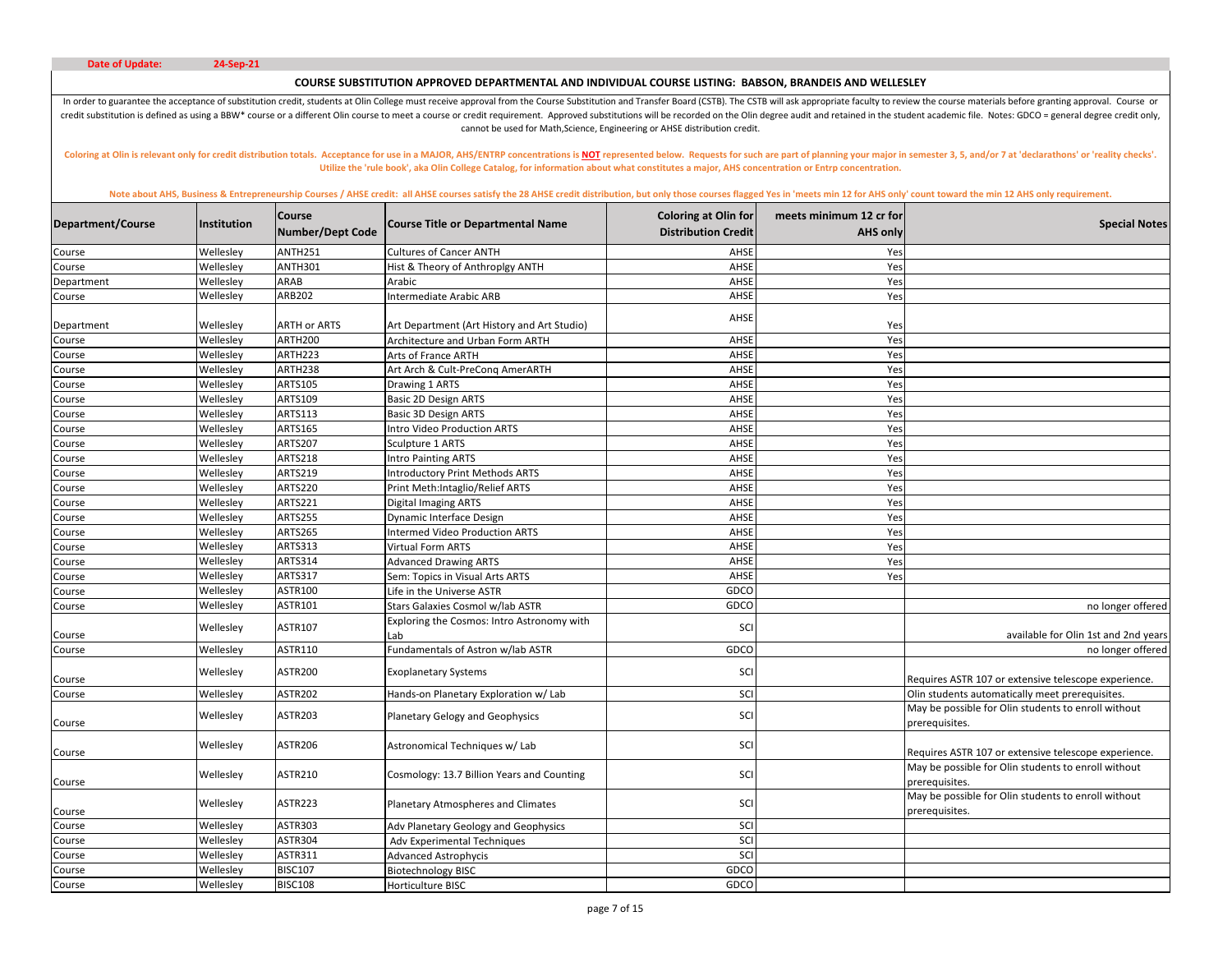**Date of Update:** 24-Sep-21

## COURSE SUBSTITUTION APPROVED DEPARTMENTAL AND INDIVIDUAL COURSE LISTING: BABSON, BRANDEIS AND WELLESLEY

In order to guarantee the acceptance of substitution credit, students at Olin College must receive approval from the Course Substitution and Transfer Board (CSTB). The CSTB will ask appropriate faculty to review the course materials before granting approval. Course or credit substitution is defined as using a BBW* course or a different Olin course to meet a course or credit requirement. Approved substitutions will be recorded on the Olin degree audit and retained in the student academic file. Notes: GDCO = general degree credit only, cannot be used for Math,Science, Engineering or AHSE distribution credit.

Coloring at Olin is relevant only for credit distribution totals. Acceptance for use in a MAJOR, AHS/ENTRP concentrations is **NOT** represented below. Requests for such are part of planning your major in semester 3, 5, and/or 7 at 'declarathons' or 'reality checks'. Utilize the 'rule book', aka Olin College Catalog, for information about what constitutes a major, AHS concentration or Entrp concentration.

Note about AHS, Business & Entrepreneurship Courses / AHSE credit: all AHSE courses satisfy the 28 AHSE credit distribution, but only those courses flagged Yes in 'meets min 12 for AHS only' count toward the min 12 AHS only requirement.

| Department/Course | Institution | Course Number/Dept Code | Course Title or Departmental Name | Coloring at Olin for Distribution Credit | meets minimum 12 cr for AHS only | Special Notes |
|---|---|---|---|---|---|---|
| Course | Wellesley | ANTH251 | Cultures of Cancer ANTH | AHSE | Yes | |
| Course | Wellesley | ANTH301 | Hist & Theory of Anthroplgy ANTH | AHSE | Yes | |
| Department | Wellesley | ARAB | Arabic | AHSE | Yes | |
| Course | Wellesley | ARB202 | Intermediate Arabic ARB | AHSE | Yes | |
| Department | Wellesley | ARTH or ARTS | Art Department (Art History and Art Studio) | AHSE | Yes | |
| Course | Wellesley | ARTH200 | Architecture and Urban Form ARTH | AHSE | Yes | |
| Course | Wellesley | ARTH223 | Arts of France ARTH | AHSE | Yes | |
| Course | Wellesley | ARTH238 | Art Arch & Cult-PreConq AmerARTH | AHSE | Yes | |
| Course | Wellesley | ARTS105 | Drawing 1 ARTS | AHSE | Yes | |
| Course | Wellesley | ARTS109 | Basic 2D Design ARTS | AHSE | Yes | |
| Course | Wellesley | ARTS113 | Basic 3D Design ARTS | AHSE | Yes | |
| Course | Wellesley | ARTS165 | Intro Video Production ARTS | AHSE | Yes | |
| Course | Wellesley | ARTS207 | Sculpture 1 ARTS | AHSE | Yes | |
| Course | Wellesley | ARTS218 | Intro Painting ARTS | AHSE | Yes | |
| Course | Wellesley | ARTS219 | Introductory Print Methods ARTS | AHSE | Yes | |
| Course | Wellesley | ARTS220 | Print Meth:Intaglio/Relief ARTS | AHSE | Yes | |
| Course | Wellesley | ARTS221 | Digital Imaging ARTS | AHSE | Yes | |
| Course | Wellesley | ARTS255 | Dynamic Interface Design | AHSE | Yes | |
| Course | Wellesley | ARTS265 | Intermed Video Production ARTS | AHSE | Yes | |
| Course | Wellesley | ARTS313 | Virtual Form ARTS | AHSE | Yes | |
| Course | Wellesley | ARTS314 | Advanced Drawing ARTS | AHSE | Yes | |
| Course | Wellesley | ARTS317 | Sem: Topics in Visual Arts ARTS | AHSE | Yes | |
| Course | Wellesley | ASTR100 | Life in the Universe ASTR | GDCO | | |
| Course | Wellesley | ASTR101 | Stars Galaxies Cosmol w/lab ASTR | GDCO | | no longer offered |
| Course | Wellesley | ASTR107 | Exploring the Cosmos: Intro Astronomy with Lab | SCI | | available for Olin 1st and 2nd years |
| Course | Wellesley | ASTR110 | Fundamentals of Astron w/lab ASTR | GDCO | | no longer offered |
| Course | Wellesley | ASTR200 | Exoplanetary Systems | SCI | | Requires ASTR 107 or extensive telescope experience. |
| Course | Wellesley | ASTR202 | Hands-on Planetary Exploration w/ Lab | SCI | | Olin students automatically meet prerequisites. |
| Course | Wellesley | ASTR203 | Planetary Gelogy and Geophysics | SCI | | May be possible for Olin students to enroll without prerequisites. |
| Course | Wellesley | ASTR206 | Astronomical Techniques w/ Lab | SCI | | Requires ASTR 107 or extensive telescope experience. |
| Course | Wellesley | ASTR210 | Cosmology: 13.7 Billion Years and Counting | SCI | | May be possible for Olin students to enroll without prerequisites. |
| Course | Wellesley | ASTR223 | Planetary Atmospheres and Climates | SCI | | May be possible for Olin students to enroll without prerequisites. |
| Course | Wellesley | ASTR303 | Adv Planetary Geology and Geophysics | SCI | | |
| Course | Wellesley | ASTR304 | Adv Experimental Techniques | SCI | | |
| Course | Wellesley | ASTR311 | Advanced Astrophycis | SCI | | |
| Course | Wellesley | BISC107 | Biotechnology BISC | GDCO | | |
| Course | Wellesley | BISC108 | Horticulture BISC | GDCO | | |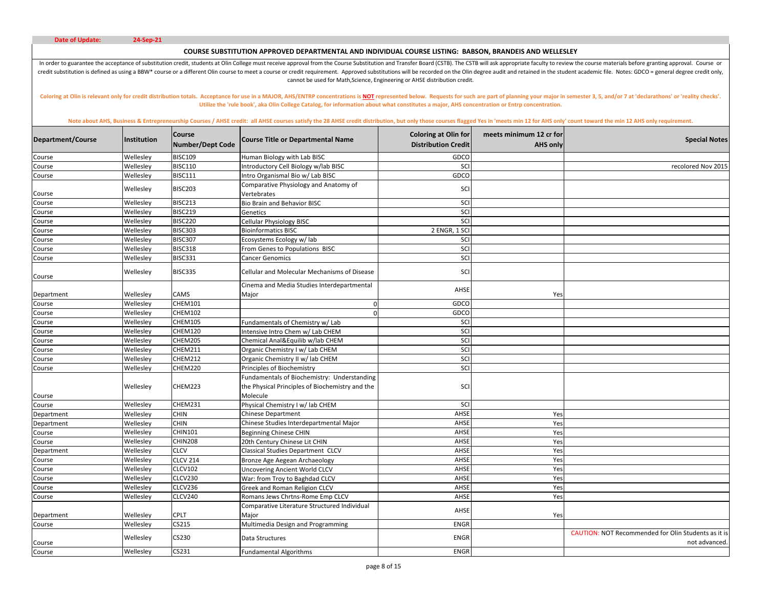**Date of Update:** 24-Sep-21

## COURSE SUBSTITUTION APPROVED DEPARTMENTAL AND INDIVIDUAL COURSE LISTING: BABSON, BRANDEIS AND WELLESLEY

In order to guarantee the acceptance of substitution credit, students at Olin College must receive approval from the Course Substitution and Transfer Board (CSTB). The CSTB will ask appropriate faculty to review the course materials before granting approval. Course or credit substitution is defined as using a BBW* course or a different Olin course to meet a course or credit requirement. Approved substitutions will be recorded on the Olin degree audit and retained in the student academic file. Notes: GDCO = general degree credit only, cannot be used for Math,Science, Engineering or AHSE distribution credit.

Coloring at Olin is relevant only for credit distribution totals. Acceptance for use in a MAJOR, AHS/ENTRP concentrations is **NOT** represented below. Requests for such are part of planning your major in semester 3, 5, and/or 7 at 'declarathons' or 'reality checks'. Utilize the 'rule book', aka Olin College Catalog, for information about what constitutes a major, AHS concentration or Entrp concentration.

Note about AHS, Business & Entrepreneurship Courses / AHSE credit: all AHSE courses satisfy the 28 AHSE credit distribution, but only those courses flagged Yes in 'meets min 12 for AHS only' count toward the min 12 AHS only requirement.

| Department/Course | Institution | Course Number/Dept Code | Course Title or Departmental Name | Coloring at Olin for Distribution Credit | meets minimum 12 cr for AHS only | Special Notes |
|---|---|---|---|---|---|---|
| Course | Wellesley | BISC109 | Human Biology with Lab BISC | GDCO | | |
| Course | Wellesley | BISC110 | Introductory Cell Biology w/lab BISC | SCI | | recolored Nov 2015 |
| Course | Wellesley | BISC111 | Intro Organismal Bio w/ Lab BISC | GDCO | | |
| Course | Wellesley | BISC203 | Comparative Physiology and Anatomy of Vertebrates | SCI | | |
| Course | Wellesley | BISC213 | Bio Brain and Behavior BISC | SCI | | |
| Course | Wellesley | BISC219 | Genetics | SCI | | |
| Course | Wellesley | BISC220 | Cellular Physiology BISC | SCI | | |
| Course | Wellesley | BISC303 | Bioinformatics BISC | 2 ENGR, 1 SCI | | |
| Course | Wellesley | BISC307 | Ecosystems Ecology w/ lab | SCI | | |
| Course | Wellesley | BISC318 | From Genes to Populations BISC | SCI | | |
| Course | Wellesley | BISC331 | Cancer Genomics | SCI | | |
| Course | Wellesley | BISC335 | Cellular and Molecular Mechanisms of Disease | SCI | | |
| Department | Wellesley | CAMS | Cinema and Media Studies Interdepartmental Major | AHSE | Yes | |
| Course | Wellesley | CHEM101 | 0 | GDCO | | |
| Course | Wellesley | CHEM102 | 0 | GDCO | | |
| Course | Wellesley | CHEM105 | Fundamentals of Chemistry w/ Lab | SCI | | |
| Course | Wellesley | CHEM120 | Intensive Intro Chem w/ Lab CHEM | SCI | | |
| Course | Wellesley | CHEM205 | Chemical Anal&Equilib w/lab CHEM | SCI | | |
| Course | Wellesley | CHEM211 | Organic Chemistry I w/ Lab CHEM | SCI | | |
| Course | Wellesley | CHEM212 | Organic Chemistry II w/ lab CHEM | SCI | | |
| Course | Wellesley | CHEM220 | Principles of Biochemistry | SCI | | |
| Course | Wellesley | CHEM223 | Fundamentals of Biochemistry: Understanding the Physical Principles of Biochemistry and the Molecule | SCI | | |
| Course | Wellesley | CHEM231 | Physical Chemistry I w/ lab CHEM | SCI | | |
| Department | Wellesley | CHIN | Chinese Department | AHSE | Yes | |
| Department | Wellesley | CHIN | Chinese Studies Interdepartmental Major | AHSE | Yes | |
| Course | Wellesley | CHIN101 | Beginning Chinese CHIN | AHSE | Yes | |
| Course | Wellesley | CHIN208 | 20th Century Chinese Lit CHIN | AHSE | Yes | |
| Department | Wellesley | CLCV | Classical Studies Department CLCV | AHSE | Yes | |
| Course | Wellesley | CLCV 214 | Bronze Age Aegean Archaeology | AHSE | Yes | |
| Course | Wellesley | CLCV102 | Uncovering Ancient World CLCV | AHSE | Yes | |
| Course | Wellesley | CLCV230 | War: from Troy to Baghdad CLCV | AHSE | Yes | |
| Course | Wellesley | CLCV236 | Greek and Roman Religion CLCV | AHSE | Yes | |
| Course | Wellesley | CLCV240 | Romans Jews Chrtns-Rome Emp CLCV | AHSE | Yes | |
| Department | Wellesley | CPLT | Comparative Literature Structured Individual Major | AHSE | Yes | |
| Course | Wellesley | CS215 | Multimedia Design and Programming | ENGR | | |
| Course | Wellesley | CS230 | Data Structures | ENGR | | CAUTION: NOT Recommended for Olin Students as it is not advanced. |
| Course | Wellesley | CS231 | Fundamental Algorithms | ENGR | | |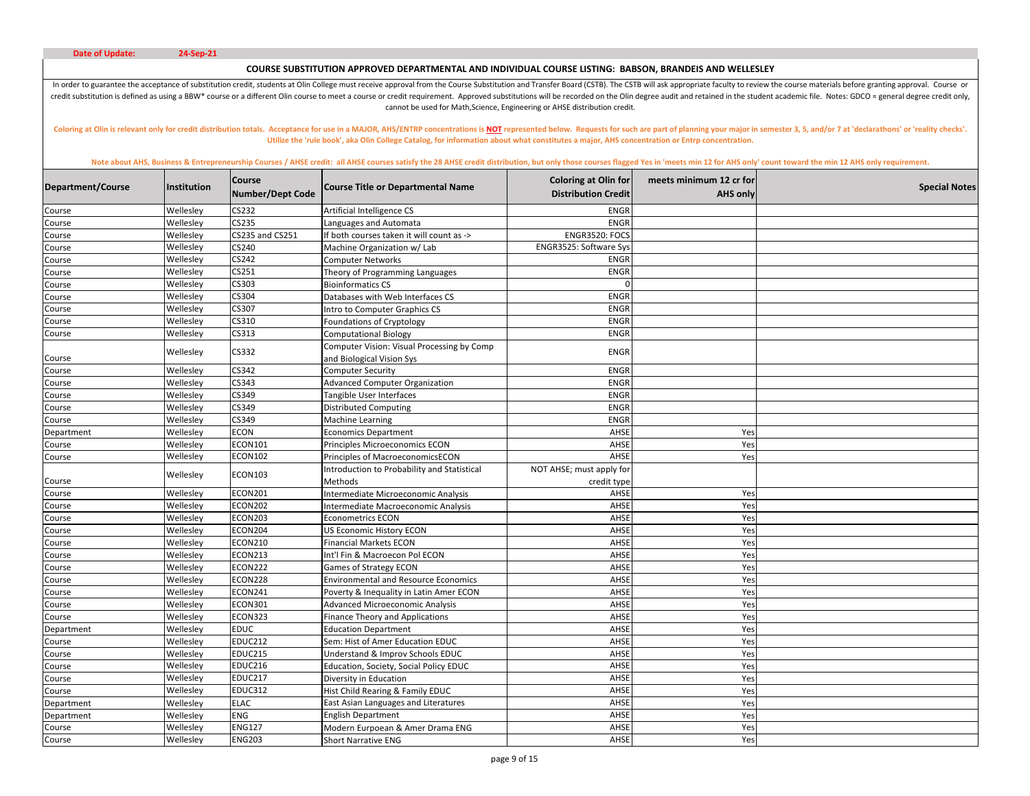**Date of Update:** 24-Sep-21

## COURSE SUBSTITUTION APPROVED DEPARTMENTAL AND INDIVIDUAL COURSE LISTING: BABSON, BRANDEIS AND WELLESLEY

In order to guarantee the acceptance of substitution credit, students at Olin College must receive approval from the Course Substitution and Transfer Board (CSTB). The CSTB will ask appropriate faculty to review the course materials before granting approval. Course or credit substitution is defined as using a BBW* course or a different Olin course to meet a course or credit requirement. Approved substitutions will be recorded on the Olin degree audit and retained in the student academic file. Notes: GDCO = general degree credit only, cannot be used for Math,Science, Engineering or AHSE distribution credit.

**Coloring at Olin is relevant only for credit distribution totals. Acceptance for use in a MAJOR, AHS/ENTRP concentrations is NOT represented below. Requests for such are part of planning your major in semester 3, 5, and/or 7 at 'declarathons' or 'reality checks'. Utilize the 'rule book', aka Olin College Catalog, for information about what constitutes a major, AHS concentration or Entrp concentration.**

**Note about AHS, Business & Entrepreneurship Courses / AHSE credit: all AHSE courses satisfy the 28 AHSE credit distribution, but only those courses flagged Yes in 'meets min 12 for AHS only' count toward the min 12 AHS only requirement.**

| Department/Course | Institution | Course Number/Dept Code | Course Title or Departmental Name | Coloring at Olin for Distribution Credit | meets minimum 12 cr for AHS only | Special Notes |
|---|---|---|---|---|---|---|
| Course | Wellesley | CS232 | Artificial Intelligence CS | ENGR | | |
| Course | Wellesley | CS235 | Languages and Automata | ENGR | | |
| Course | Wellesley | CS235 and CS251 | If both courses taken it will count as -> | ENGR3520: FOCS | | |
| Course | Wellesley | CS240 | Machine Organization w/ Lab | ENGR3525: Software Sys | | |
| Course | Wellesley | CS242 | Computer Networks | ENGR | | |
| Course | Wellesley | CS251 | Theory of Programming Languages | ENGR | | |
| Course | Wellesley | CS303 | Bioinformatics CS | 0 | | |
| Course | Wellesley | CS304 | Databases with Web Interfaces CS | ENGR | | |
| Course | Wellesley | CS307 | Intro to Computer Graphics CS | ENGR | | |
| Course | Wellesley | CS310 | Foundations of Cryptology | ENGR | | |
| Course | Wellesley | CS313 | Computational Biology | ENGR | | |
| Course | Wellesley | CS332 | Computer Vision: Visual Processing by Comp and Biological Vision Sys | ENGR | | |
| Course | Wellesley | CS342 | Computer Security | ENGR | | |
| Course | Wellesley | CS343 | Advanced Computer Organization | ENGR | | |
| Course | Wellesley | CS349 | Tangible User Interfaces | ENGR | | |
| Course | Wellesley | CS349 | Distributed Computing | ENGR | | |
| Course | Wellesley | CS349 | Machine Learning | ENGR | | |
| Department | Wellesley | ECON | Economics Department | AHSE | Yes | |
| Course | Wellesley | ECON101 | Principles Microeconomics ECON | AHSE | Yes | |
| Course | Wellesley | ECON102 | Principles of MacroeconomicsECON | AHSE | Yes | |
| Course | Wellesley | ECON103 | Introduction to Probability and Statistical Methods | NOT AHSE; must apply for credit type | | |
| Course | Wellesley | ECON201 | Intermediate Microeconomic Analysis | AHSE | Yes | |
| Course | Wellesley | ECON202 | Intermediate Macroeconomic Analysis | AHSE | Yes | |
| Course | Wellesley | ECON203 | Econometrics ECON | AHSE | Yes | |
| Course | Wellesley | ECON204 | US Economic History ECON | AHSE | Yes | |
| Course | Wellesley | ECON210 | Financial Markets ECON | AHSE | Yes | |
| Course | Wellesley | ECON213 | Int'l Fin & Macroecon Pol ECON | AHSE | Yes | |
| Course | Wellesley | ECON222 | Games of Strategy ECON | AHSE | Yes | |
| Course | Wellesley | ECON228 | Environmental and Resource Economics | AHSE | Yes | |
| Course | Wellesley | ECON241 | Poverty & Inequality in Latin Amer ECON | AHSE | Yes | |
| Course | Wellesley | ECON301 | Advanced Microeconomic Analysis | AHSE | Yes | |
| Course | Wellesley | ECON323 | Finance Theory and Applications | AHSE | Yes | |
| Department | Wellesley | EDUC | Education Department | AHSE | Yes | |
| Course | Wellesley | EDUC212 | Sem: Hist of Amer Education EDUC | AHSE | Yes | |
| Course | Wellesley | EDUC215 | Understand & Improv Schools EDUC | AHSE | Yes | |
| Course | Wellesley | EDUC216 | Education, Society, Social Policy EDUC | AHSE | Yes | |
| Course | Wellesley | EDUC217 | Diversity in Education | AHSE | Yes | |
| Course | Wellesley | EDUC312 | Hist Child Rearing & Family EDUC | AHSE | Yes | |
| Department | Wellesley | ELAC | East Asian Languages and Literatures | AHSE | Yes | |
| Department | Wellesley | ENG | English Department | AHSE | Yes | |
| Course | Wellesley | ENG127 | Modern Eurpoean & Amer Drama ENG | AHSE | Yes | |
| Course | Wellesley | ENG203 | Short Narrative ENG | AHSE | Yes | |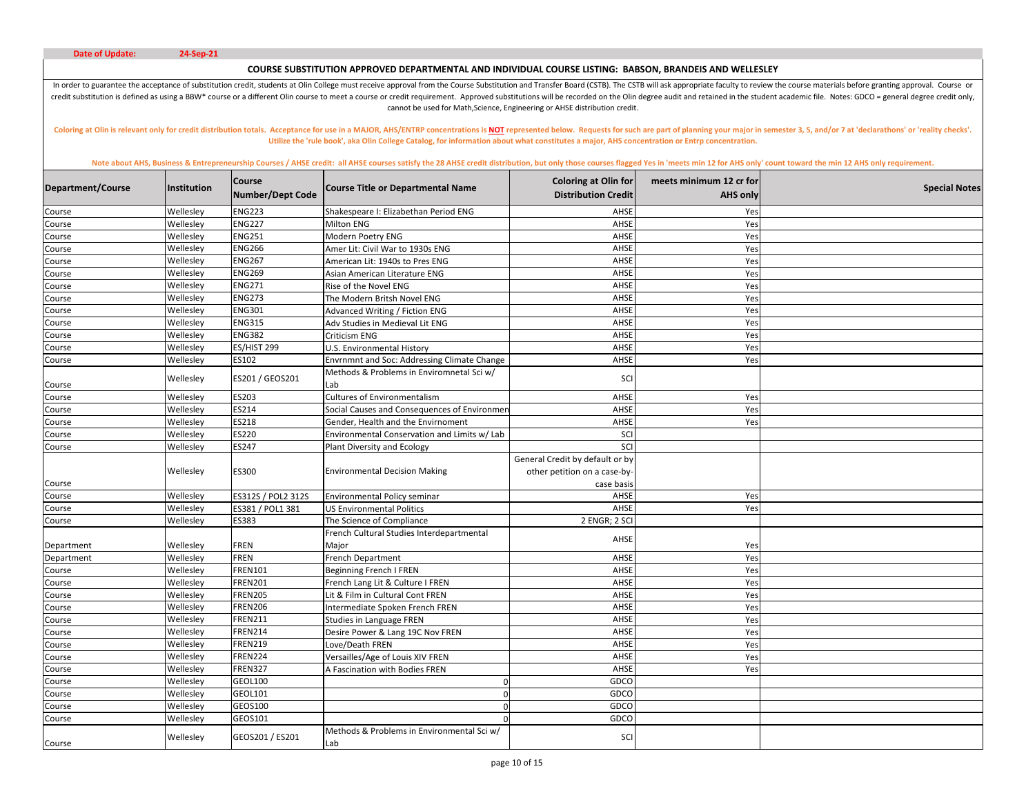**Date of Update:** 24-Sep-21

## COURSE SUBSTITUTION APPROVED DEPARTMENTAL AND INDIVIDUAL COURSE LISTING: BABSON, BRANDEIS AND WELLESLEY

In order to guarantee the acceptance of substitution credit, students at Olin College must receive approval from the Course Substitution and Transfer Board (CSTB). The CSTB will ask appropriate faculty to review the course materials before granting approval. Course or credit substitution is defined as using a BBW* course or a different Olin course to meet a course or credit requirement. Approved substitutions will be recorded on the Olin degree audit and retained in the student academic file. Notes: GDCO = general degree credit only, cannot be used for Math,Science, Engineering or AHSE distribution credit.

Coloring at Olin is relevant only for credit distribution totals. Acceptance for use in a MAJOR, AHS/ENTRP concentrations is **NOT** represented below. Requests for such are part of planning your major in semester 3, 5, and/or 7 at 'declarathons' or 'reality checks'. Utilize the 'rule book', aka Olin College Catalog, for information about what constitutes a major, AHS concentration or Entrp concentration.

Note about AHS, Business & Entrepreneurship Courses / AHSE credit: all AHSE courses satisfy the 28 AHSE credit distribution, but only those courses flagged Yes in 'meets min 12 for AHS only' count toward the min 12 AHS only requirement.

| Department/Course | Institution | Course Number/Dept Code | Course Title or Departmental Name | Coloring at Olin for Distribution Credit | meets minimum 12 cr for AHS only | Special Notes |
|---|---|---|---|---|---|---|
| Course | Wellesley | ENG223 | Shakespeare I: Elizabethan Period ENG | AHSE | Yes | |
| Course | Wellesley | ENG227 | Milton ENG | AHSE | Yes | |
| Course | Wellesley | ENG251 | Modern Poetry ENG | AHSE | Yes | |
| Course | Wellesley | ENG266 | Amer Lit: Civil War to 1930s ENG | AHSE | Yes | |
| Course | Wellesley | ENG267 | American Lit: 1940s to Pres ENG | AHSE | Yes | |
| Course | Wellesley | ENG269 | Asian American Literature ENG | AHSE | Yes | |
| Course | Wellesley | ENG271 | Rise of the Novel ENG | AHSE | Yes | |
| Course | Wellesley | ENG273 | The Modern Britsh Novel ENG | AHSE | Yes | |
| Course | Wellesley | ENG301 | Advanced Writing / Fiction ENG | AHSE | Yes | |
| Course | Wellesley | ENG315 | Adv Studies in Medieval Lit ENG | AHSE | Yes | |
| Course | Wellesley | ENG382 | Criticism ENG | AHSE | Yes | |
| Course | Wellesley | ES/HIST 299 | U.S. Environmental History | AHSE | Yes | |
| Course | Wellesley | ES102 | Envrnmnt and Soc: Addressing Climate Change | AHSE | Yes | |
| Course | Wellesley | ES201 / GEOS201 | Methods & Problems in Enviromnetal Sci w/ Lab | SCI | | |
| Course | Wellesley | ES203 | Cultures of Environmentalism | AHSE | Yes | |
| Course | Wellesley | ES214 | Social Causes and Consequences of Environmen | AHSE | Yes | |
| Course | Wellesley | ES218 | Gender, Health and the Envirnoment | AHSE | Yes | |
| Course | Wellesley | ES220 | Environmental Conservation and Limits w/ Lab | SCI | | |
| Course | Wellesley | ES247 | Plant Diversity and Ecology | SCI | | |
| Course | Wellesley | ES300 | Environmental Decision Making | General Credit by default or by other petition on a case-by-case basis | | |
| Course | Wellesley | ES312S / POL2 312S | Environmental Policy seminar | AHSE | Yes | |
| Course | Wellesley | ES381 / POL1 381 | US Environmental Politics | AHSE | Yes | |
| Course | Wellesley | ES383 | The Science of Compliance | 2 ENGR; 2 SCI | | |
| Department | Wellesley | FREN | French Cultural Studies Interdepartmental Major | AHSE | Yes | |
| Department | Wellesley | FREN | French Department | AHSE | Yes | |
| Course | Wellesley | FREN101 | Beginning French I FREN | AHSE | Yes | |
| Course | Wellesley | FREN201 | French Lang Lit & Culture I FREN | AHSE | Yes | |
| Course | Wellesley | FREN205 | Lit & Film in Cultural Cont FREN | AHSE | Yes | |
| Course | Wellesley | FREN206 | Intermediate Spoken French FREN | AHSE | Yes | |
| Course | Wellesley | FREN211 | Studies in Language FREN | AHSE | Yes | |
| Course | Wellesley | FREN214 | Desire Power & Lang 19C Nov FREN | AHSE | Yes | |
| Course | Wellesley | FREN219 | Love/Death FREN | AHSE | Yes | |
| Course | Wellesley | FREN224 | Versailles/Age of Louis XIV FREN | AHSE | Yes | |
| Course | Wellesley | FREN327 | A Fascination with Bodies FREN | AHSE | Yes | |
| Course | Wellesley | GEOL100 | 0 | GDCO | | |
| Course | Wellesley | GEOL101 | 0 | GDCO | | |
| Course | Wellesley | GEOS100 | 0 | GDCO | | |
| Course | Wellesley | GEOS101 | 0 | GDCO | | |
| Course | Wellesley | GEOS201 / ES201 | Methods & Problems in Environmental Sci w/ Lab | SCI | | |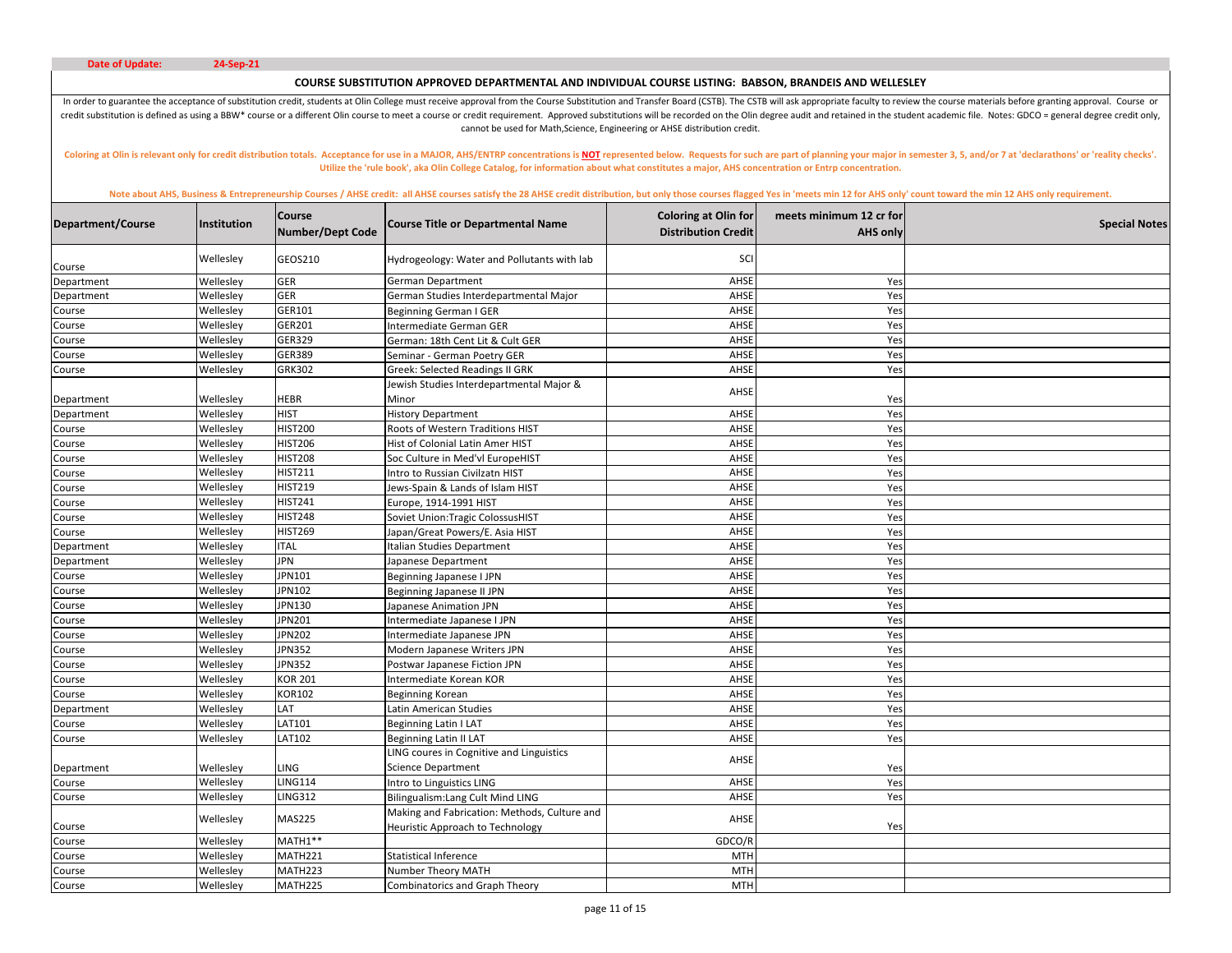**Date of Update:** 24-Sep-21

**COURSE SUBSTITUTION APPROVED DEPARTMENTAL AND INDIVIDUAL COURSE LISTING: BABSON, BRANDEIS AND WELLESLEY**

In order to guarantee the acceptance of substitution credit, students at Olin College must receive approval from the Course Substitution and Transfer Board (CSTB). The CSTB will ask appropriate faculty to review the course materials before granting approval. Course or credit substitution is defined as using a BBW* course or a different Olin course to meet a course or credit requirement. Approved substitutions will be recorded on the Olin degree audit and retained in the student academic file. Notes: GDCO = general degree credit only, cannot be used for Math,Science, Engineering or AHSE distribution credit.

Coloring at Olin is relevant only for credit distribution totals. Acceptance for use in a MAJOR, AHS/ENTRP concentrations is **NOT** represented below. Requests for such are part of planning your major in semester 3, 5, and/or 7 at 'declarathons' or 'reality checks'. Utilize the 'rule book', aka Olin College Catalog, for information about what constitutes a major, AHS concentration or Entrp concentration.

Note about AHS, Business & Entrepreneurship Courses / AHSE credit: all AHSE courses satisfy the 28 AHSE credit distribution, but only those courses flagged Yes in 'meets min 12 for AHS only' count toward the min 12 AHS only requirement.

| Department/Course | Institution | Course Number/Dept Code | Course Title or Departmental Name | Coloring at Olin for Distribution Credit | meets minimum 12 cr for AHS only | Special Notes |
|---|---|---|---|---|---|---|
| Course | Wellesley | GEOS210 | Hydrogeology: Water and Pollutants with lab | SCI | | |
| Department | Wellesley | GER | German Department | AHSE | Yes | |
| Department | Wellesley | GER | German Studies Interdepartmental Major | AHSE | Yes | |
| Course | Wellesley | GER101 | Beginning German I GER | AHSE | Yes | |
| Course | Wellesley | GER201 | Intermediate German GER | AHSE | Yes | |
| Course | Wellesley | GER329 | German: 18th Cent Lit & Cult GER | AHSE | Yes | |
| Course | Wellesley | GER389 | Seminar - German Poetry GER | AHSE | Yes | |
| Course | Wellesley | GRK302 | Greek: Selected Readings II GRK | AHSE | Yes | |
| Department | Wellesley | HEBR | Jewish Studies Interdepartmental Major & Minor | AHSE | Yes | |
| Department | Wellesley | HIST | History Department | AHSE | Yes | |
| Course | Wellesley | HIST200 | Roots of Western Traditions HIST | AHSE | Yes | |
| Course | Wellesley | HIST206 | Hist of Colonial Latin Amer HIST | AHSE | Yes | |
| Course | Wellesley | HIST208 | Soc Culture in Med'vl EuropeHIST | AHSE | Yes | |
| Course | Wellesley | HIST211 | Intro to Russian Civilzatn HIST | AHSE | Yes | |
| Course | Wellesley | HIST219 | Jews-Spain & Lands of Islam HIST | AHSE | Yes | |
| Course | Wellesley | HIST241 | Europe, 1914-1991 HIST | AHSE | Yes | |
| Course | Wellesley | HIST248 | Soviet Union:Tragic ColossusHIST | AHSE | Yes | |
| Course | Wellesley | HIST269 | Japan/Great Powers/E. Asia HIST | AHSE | Yes | |
| Department | Wellesley | ITAL | Italian Studies Department | AHSE | Yes | |
| Department | Wellesley | JPN | Japanese Department | AHSE | Yes | |
| Course | Wellesley | JPN101 | Beginning Japanese I JPN | AHSE | Yes | |
| Course | Wellesley | JPN102 | Beginning Japanese II JPN | AHSE | Yes | |
| Course | Wellesley | JPN130 | Japanese Animation JPN | AHSE | Yes | |
| Course | Wellesley | JPN201 | Intermediate Japanese I JPN | AHSE | Yes | |
| Course | Wellesley | JPN202 | Intermediate Japanese JPN | AHSE | Yes | |
| Course | Wellesley | JPN352 | Modern Japanese Writers JPN | AHSE | Yes | |
| Course | Wellesley | JPN352 | Postwar Japanese Fiction JPN | AHSE | Yes | |
| Course | Wellesley | KOR 201 | Intermediate Korean KOR | AHSE | Yes | |
| Course | Wellesley | KOR102 | Beginning Korean | AHSE | Yes | |
| Department | Wellesley | LAT | Latin American Studies | AHSE | Yes | |
| Course | Wellesley | LAT101 | Beginning Latin I LAT | AHSE | Yes | |
| Course | Wellesley | LAT102 | Beginning Latin II LAT | AHSE | Yes | |
| Department | Wellesley | LING | LING coures in Cognitive and Linguistics Science Department | AHSE | Yes | |
| Course | Wellesley | LING114 | Intro to Linguistics LING | AHSE | Yes | |
| Course | Wellesley | LING312 | Bilingualism:Lang Cult Mind LING | AHSE | Yes | |
| Course | Wellesley | MAS225 | Making and Fabrication: Methods, Culture and Heuristic Approach to Technology | AHSE | Yes | |
| Course | Wellesley | MATH1** | | GDCO/R | | |
| Course | Wellesley | MATH221 | Statistical Inference | MTH | | |
| Course | Wellesley | MATH223 | Number Theory MATH | MTH | | |
| Course | Wellesley | MATH225 | Combinatorics and Graph Theory | MTH | | |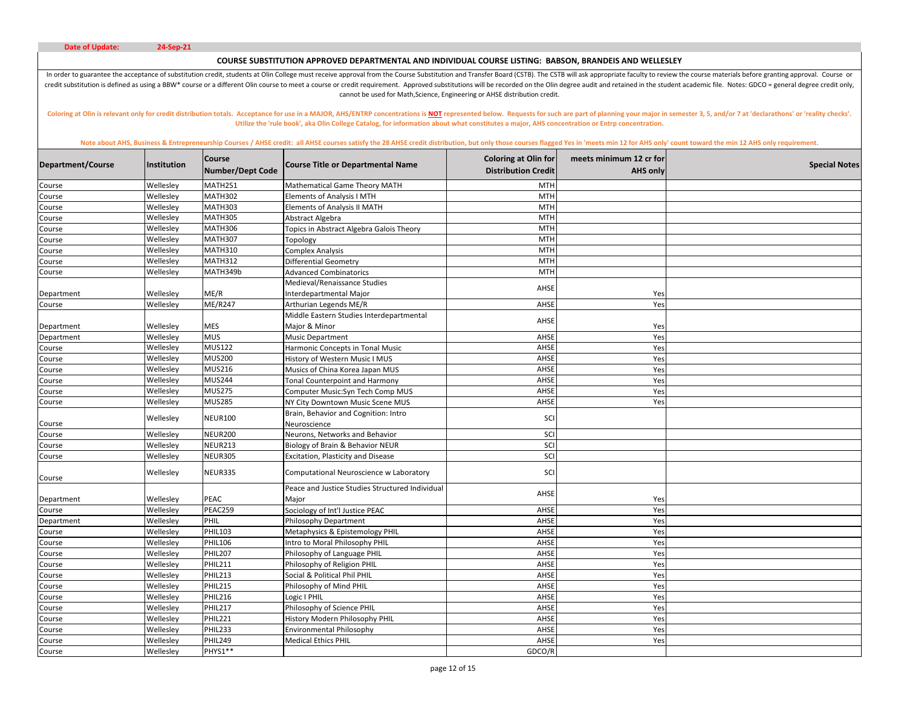**Date of Update:** 24-Sep-21

## COURSE SUBSTITUTION APPROVED DEPARTMENTAL AND INDIVIDUAL COURSE LISTING: BABSON, BRANDEIS AND WELLESLEY

In order to guarantee the acceptance of substitution credit, students at Olin College must receive approval from the Course Substitution and Transfer Board (CSTB). The CSTB will ask appropriate faculty to review the course materials before granting approval. Course or credit substitution is defined as using a BBW* course or a different Olin course to meet a course or credit requirement. Approved substitutions will be recorded on the Olin degree audit and retained in the student academic file. Notes: GDCO = general degree credit only, cannot be used for Math,Science, Engineering or AHSE distribution credit.

Coloring at Olin is relevant only for credit distribution totals. Acceptance for use in a MAJOR, AHS/ENTRP concentrations is **NOT** represented below. Requests for such are part of planning your major in semester 3, 5, and/or 7 at 'declarathons' or 'reality checks'. Utilize the 'rule book', aka Olin College Catalog, for information about what constitutes a major, AHS concentration or Entrp concentration.

Note about AHS, Business & Entrepreneurship Courses / AHSE credit: all AHSE courses satisfy the 28 AHSE credit distribution, but only those courses flagged Yes in 'meets min 12 for AHS only' count toward the min 12 AHS only requirement.

| Department/Course | Institution | Course Number/Dept Code | Course Title or Departmental Name | Coloring at Olin for Distribution Credit | meets minimum 12 cr for AHS only | Special Notes |
|---|---|---|---|---|---|---|
| Course | Wellesley | MATH251 | Mathematical Game Theory MATH | MTH | | |
| Course | Wellesley | MATH302 | Elements of Analysis I MTH | MTH | | |
| Course | Wellesley | MATH303 | Elements of Analysis II MATH | MTH | | |
| Course | Wellesley | MATH305 | Abstract Algebra | MTH | | |
| Course | Wellesley | MATH306 | Topics in Abstract Algebra Galois Theory | MTH | | |
| Course | Wellesley | MATH307 | Topology | MTH | | |
| Course | Wellesley | MATH310 | Complex Analysis | MTH | | |
| Course | Wellesley | MATH312 | Differential Geometry | MTH | | |
| Course | Wellesley | MATH349b | Advanced Combinatorics | MTH | | |
| Department | Wellesley | ME/R | Medieval/Renaissance Studies Interdepartmental Major | AHSE | Yes | |
| Course | Wellesley | ME/R247 | Arthurian Legends ME/R | AHSE | Yes | |
| Department | Wellesley | MES | Middle Eastern Studies Interdepartmental Major & Minor | AHSE | Yes | |
| Department | Wellesley | MUS | Music Department | AHSE | Yes | |
| Course | Wellesley | MUS122 | Harmonic Concepts in Tonal Music | AHSE | Yes | |
| Course | Wellesley | MUS200 | History of Western Music I MUS | AHSE | Yes | |
| Course | Wellesley | MUS216 | Musics of China Korea Japan MUS | AHSE | Yes | |
| Course | Wellesley | MUS244 | Tonal Counterpoint and Harmony | AHSE | Yes | |
| Course | Wellesley | MUS275 | Computer Music:Syn Tech Comp MUS | AHSE | Yes | |
| Course | Wellesley | MUS285 | NY City Downtown Music Scene MUS | AHSE | Yes | |
| Course | Wellesley | NEUR100 | Brain, Behavior and Cognition: Intro Neuroscience | SCI | | |
| Course | Wellesley | NEUR200 | Neurons, Networks and Behavior | SCI | | |
| Course | Wellesley | NEUR213 | Biology of Brain & Behavior NEUR | SCI | | |
| Course | Wellesley | NEUR305 | Excitation, Plasticity and Disease | SCI | | |
| Course | Wellesley | NEUR335 | Computational Neuroscience w Laboratory | SCI | | |
| Department | Wellesley | PEAC | Peace and Justice Studies Structured Individual Major | AHSE | Yes | |
| Course | Wellesley | PEAC259 | Sociology of Int'l Justice PEAC | AHSE | Yes | |
| Department | Wellesley | PHIL | Philosophy Department | AHSE | Yes | |
| Course | Wellesley | PHIL103 | Metaphysics & Epistemology PHIL | AHSE | Yes | |
| Course | Wellesley | PHIL106 | Intro to Moral Philosophy PHIL | AHSE | Yes | |
| Course | Wellesley | PHIL207 | Philosophy of Language PHIL | AHSE | Yes | |
| Course | Wellesley | PHIL211 | Philosophy of Religion PHIL | AHSE | Yes | |
| Course | Wellesley | PHIL213 | Social & Political Phil PHIL | AHSE | Yes | |
| Course | Wellesley | PHIL215 | Philosophy of Mind PHIL | AHSE | Yes | |
| Course | Wellesley | PHIL216 | Logic I PHIL | AHSE | Yes | |
| Course | Wellesley | PHIL217 | Philosophy of Science PHIL | AHSE | Yes | |
| Course | Wellesley | PHIL221 | History Modern Philosophy PHIL | AHSE | Yes | |
| Course | Wellesley | PHIL233 | Environmental Philosophy | AHSE | Yes | |
| Course | Wellesley | PHIL249 | Medical Ethics PHIL | AHSE | Yes | |
| Course | Wellesley | PHYS1** | | GDCO/R | | |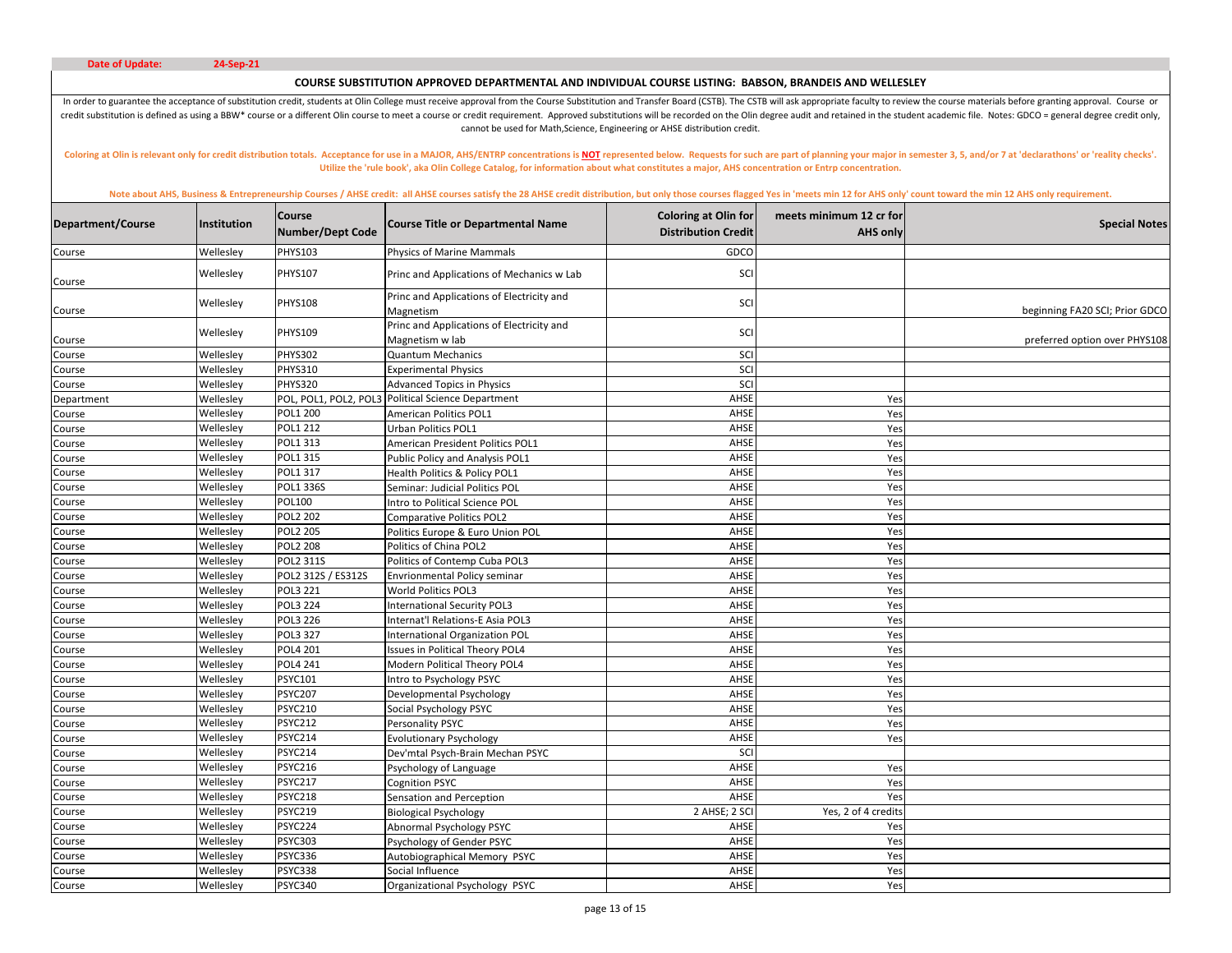**Date of Update:** 24-Sep-21

## COURSE SUBSTITUTION APPROVED DEPARTMENTAL AND INDIVIDUAL COURSE LISTING: BABSON, BRANDEIS AND WELLESLEY

In order to guarantee the acceptance of substitution credit, students at Olin College must receive approval from the Course Substitution and Transfer Board (CSTB). The CSTB will ask appropriate faculty to review the course materials before granting approval. Course or credit substitution is defined as using a BBW* course or a different Olin course to meet a course or credit requirement. Approved substitutions will be recorded on the Olin degree audit and retained in the student academic file. Notes: GDCO = general degree credit only, cannot be used for Math,Science, Engineering or AHSE distribution credit.

**Coloring at Olin is relevant only for credit distribution totals. Acceptance for use in a MAJOR, AHS/ENTRP concentrations is NOT represented below. Requests for such are part of planning your major in semester 3, 5, and/or 7 at 'declarathons' or 'reality checks'. Utilize the 'rule book', aka Olin College Catalog, for information about what constitutes a major, AHS concentration or Entrp concentration.**

**Note about AHS, Business & Entrepreneurship Courses / AHSE credit: all AHSE courses satisfy the 28 AHSE credit distribution, but only those courses flagged Yes in 'meets min 12 for AHS only' count toward the min 12 AHS only requirement.**

| Department/Course | Institution | Course Number/Dept Code | Course Title or Departmental Name | Coloring at Olin for Distribution Credit | meets minimum 12 cr for AHS only | Special Notes |
|---|---|---|---|---|---|---|
| Course | Wellesley | PHYS103 | Physics of Marine Mammals | GDCO | | |
| Course | Wellesley | PHYS107 | Princ and Applications of Mechanics w Lab | SCI | | |
| Course | Wellesley | PHYS108 | Princ and Applications of Electricity and Magnetism | SCI | | beginning FA20 SCI; Prior GDCO |
| Course | Wellesley | PHYS109 | Princ and Applications of Electricity and Magnetism w lab | SCI | | preferred option over PHYS108 |
| Course | Wellesley | PHYS302 | Quantum Mechanics | SCI | | |
| Course | Wellesley | PHYS310 | Experimental Physics | SCI | | |
| Course | Wellesley | PHYS320 | Advanced Topics in Physics | SCI | | |
| Department | Wellesley | POL, POL1, POL2, POL3 | Political Science Department | AHSE | Yes | |
| Course | Wellesley | POL1 200 | American Politics POL1 | AHSE | Yes | |
| Course | Wellesley | POL1 212 | Urban Politics POL1 | AHSE | Yes | |
| Course | Wellesley | POL1 313 | American President Politics POL1 | AHSE | Yes | |
| Course | Wellesley | POL1 315 | Public Policy and Analysis POL1 | AHSE | Yes | |
| Course | Wellesley | POL1 317 | Health Politics & Policy POL1 | AHSE | Yes | |
| Course | Wellesley | POL1 336S | Seminar: Judicial Politics POL | AHSE | Yes | |
| Course | Wellesley | POL100 | Intro to Political Science POL | AHSE | Yes | |
| Course | Wellesley | POL2 202 | Comparative Politics POL2 | AHSE | Yes | |
| Course | Wellesley | POL2 205 | Politics Europe & Euro Union POL | AHSE | Yes | |
| Course | Wellesley | POL2 208 | Politics of China POL2 | AHSE | Yes | |
| Course | Wellesley | POL2 311S | Politics of Contemp Cuba POL3 | AHSE | Yes | |
| Course | Wellesley | POL2 312S / ES312S | Envrionmental Policy seminar | AHSE | Yes | |
| Course | Wellesley | POL3 221 | World Politics POL3 | AHSE | Yes | |
| Course | Wellesley | POL3 224 | International Security POL3 | AHSE | Yes | |
| Course | Wellesley | POL3 226 | Internat'l Relations-E Asia POL3 | AHSE | Yes | |
| Course | Wellesley | POL3 327 | International Organization POL | AHSE | Yes | |
| Course | Wellesley | POL4 201 | Issues in Political Theory POL4 | AHSE | Yes | |
| Course | Wellesley | POL4 241 | Modern Political Theory POL4 | AHSE | Yes | |
| Course | Wellesley | PSYC101 | Intro to Psychology PSYC | AHSE | Yes | |
| Course | Wellesley | PSYC207 | Developmental Psychology | AHSE | Yes | |
| Course | Wellesley | PSYC210 | Social Psychology PSYC | AHSE | Yes | |
| Course | Wellesley | PSYC212 | Personality PSYC | AHSE | Yes | |
| Course | Wellesley | PSYC214 | Evolutionary Psychology | AHSE | Yes | |
| Course | Wellesley | PSYC214 | Dev'mtal Psych-Brain Mechan PSYC | SCI | | |
| Course | Wellesley | PSYC216 | Psychology of Language | AHSE | Yes | |
| Course | Wellesley | PSYC217 | Cognition PSYC | AHSE | Yes | |
| Course | Wellesley | PSYC218 | Sensation and Perception | AHSE | Yes | |
| Course | Wellesley | PSYC219 | Biological Psychology | 2 AHSE; 2 SCI | Yes, 2 of 4 credits | |
| Course | Wellesley | PSYC224 | Abnormal Psychology PSYC | AHSE | Yes | |
| Course | Wellesley | PSYC303 | Psychology of Gender PSYC | AHSE | Yes | |
| Course | Wellesley | PSYC336 | Autobiographical Memory PSYC | AHSE | Yes | |
| Course | Wellesley | PSYC338 | Social Influence | AHSE | Yes | |
| Course | Wellesley | PSYC340 | Organizational Psychology PSYC | AHSE | Yes | |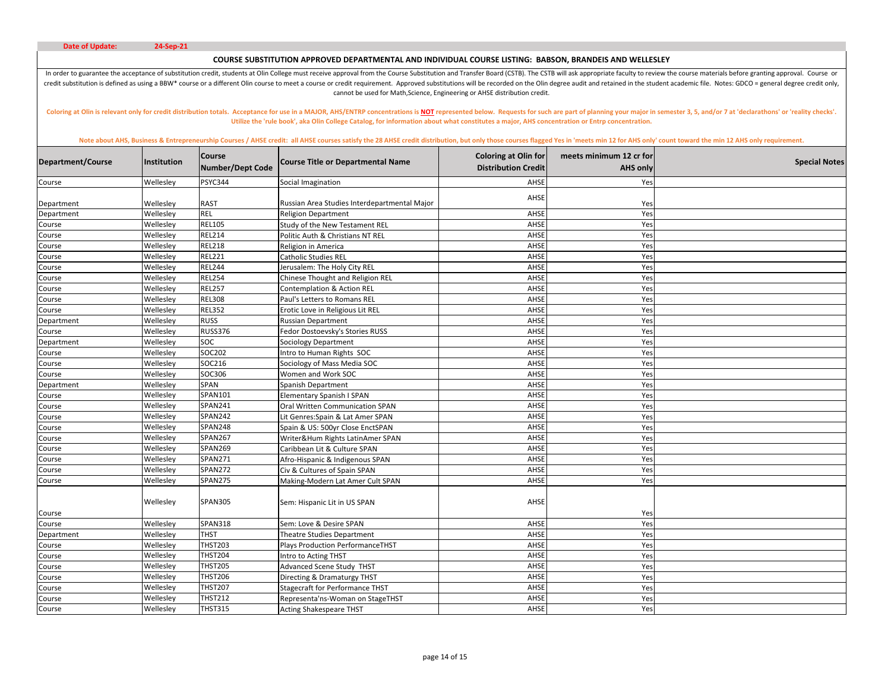**Date of Update:** 24-Sep-21

## COURSE SUBSTITUTION APPROVED DEPARTMENTAL AND INDIVIDUAL COURSE LISTING: BABSON, BRANDEIS AND WELLESLEY

In order to guarantee the acceptance of substitution credit, students at Olin College must receive approval from the Course Substitution and Transfer Board (CSTB). The CSTB will ask appropriate faculty to review the course materials before granting approval. Course or credit substitution is defined as using a BBW* course or a different Olin course to meet a course or credit requirement. Approved substitutions will be recorded on the Olin degree audit and retained in the student academic file. Notes: GDCO = general degree credit only, cannot be used for Math,Science, Engineering or AHSE distribution credit.

**Coloring at Olin is relevant only for credit distribution totals. Acceptance for use in a MAJOR, AHS/ENTRP concentrations is NOT represented below. Requests for such are part of planning your major in semester 3, 5, and/or 7 at 'declarathons' or 'reality checks'. Utilize the 'rule book', aka Olin College Catalog, for information about what constitutes a major, AHS concentration or Entrp concentration.**

**Note about AHS, Business & Entrepreneurship Courses / AHSE credit: all AHSE courses satisfy the 28 AHSE credit distribution, but only those courses flagged Yes in 'meets min 12 for AHS only' count toward the min 12 AHS only requirement.**

| Department/Course | Institution | Course Number/Dept Code | Course Title or Departmental Name | Coloring at Olin for Distribution Credit | meets minimum 12 cr for AHS only | Special Notes |
|---|---|---|---|---|---|---|
| Course | Wellesley | PSYC344 | Social Imagination | AHSE | Yes | |
| Department | Wellesley | RAST | Russian Area Studies Interdepartmental Major | AHSE | Yes | |
| Department | Wellesley | REL | Religion Department | AHSE | Yes | |
| Course | Wellesley | REL105 | Study of the New Testament REL | AHSE | Yes | |
| Course | Wellesley | REL214 | Politic Auth & Christians NT REL | AHSE | Yes | |
| Course | Wellesley | REL218 | Religion in America | AHSE | Yes | |
| Course | Wellesley | REL221 | Catholic Studies REL | AHSE | Yes | |
| Course | Wellesley | REL244 | Jerusalem: The Holy City REL | AHSE | Yes | |
| Course | Wellesley | REL254 | Chinese Thought and Religion REL | AHSE | Yes | |
| Course | Wellesley | REL257 | Contemplation & Action REL | AHSE | Yes | |
| Course | Wellesley | REL308 | Paul's Letters to Romans REL | AHSE | Yes | |
| Course | Wellesley | REL352 | Erotic Love in Religious Lit REL | AHSE | Yes | |
| Department | Wellesley | RUSS | Russian Department | AHSE | Yes | |
| Course | Wellesley | RUSS376 | Fedor Dostoevsky's Stories RUSS | AHSE | Yes | |
| Department | Wellesley | SOC | Sociology Department | AHSE | Yes | |
| Course | Wellesley | SOC202 | Intro to Human Rights SOC | AHSE | Yes | |
| Course | Wellesley | SOC216 | Sociology of Mass Media SOC | AHSE | Yes | |
| Course | Wellesley | SOC306 | Women and Work SOC | AHSE | Yes | |
| Department | Wellesley | SPAN | Spanish Department | AHSE | Yes | |
| Course | Wellesley | SPAN101 | Elementary Spanish I SPAN | AHSE | Yes | |
| Course | Wellesley | SPAN241 | Oral Written Communication SPAN | AHSE | Yes | |
| Course | Wellesley | SPAN242 | Lit Genres:Spain & Lat Amer SPAN | AHSE | Yes | |
| Course | Wellesley | SPAN248 | Spain & US: 500yr Close EnctSPAN | AHSE | Yes | |
| Course | Wellesley | SPAN267 | Writer&Hum Rights LatinAmer SPAN | AHSE | Yes | |
| Course | Wellesley | SPAN269 | Caribbean Lit & Culture SPAN | AHSE | Yes | |
| Course | Wellesley | SPAN271 | Afro-Hispanic & Indigenous SPAN | AHSE | Yes | |
| Course | Wellesley | SPAN272 | Civ & Cultures of Spain SPAN | AHSE | Yes | |
| Course | Wellesley | SPAN275 | Making-Modern Lat Amer Cult SPAN | AHSE | Yes | |
| Course | Wellesley | SPAN305 | Sem: Hispanic Lit in US SPAN | AHSE | Yes | |
| Course | Wellesley | SPAN318 | Sem: Love & Desire SPAN | AHSE | Yes | |
| Department | Wellesley | THST | Theatre Studies Department | AHSE | Yes | |
| Course | Wellesley | THST203 | Plays Production PerformanceTHST | AHSE | Yes | |
| Course | Wellesley | THST204 | Intro to Acting THST | AHSE | Yes | |
| Course | Wellesley | THST205 | Advanced Scene Study THST | AHSE | Yes | |
| Course | Wellesley | THST206 | Directing & Dramaturgy THST | AHSE | Yes | |
| Course | Wellesley | THST207 | Stagecraft for Performance THST | AHSE | Yes | |
| Course | Wellesley | THST212 | Representa'ns-Woman on StageTHST | AHSE | Yes | |
| Course | Wellesley | THST315 | Acting Shakespeare THST | AHSE | Yes | |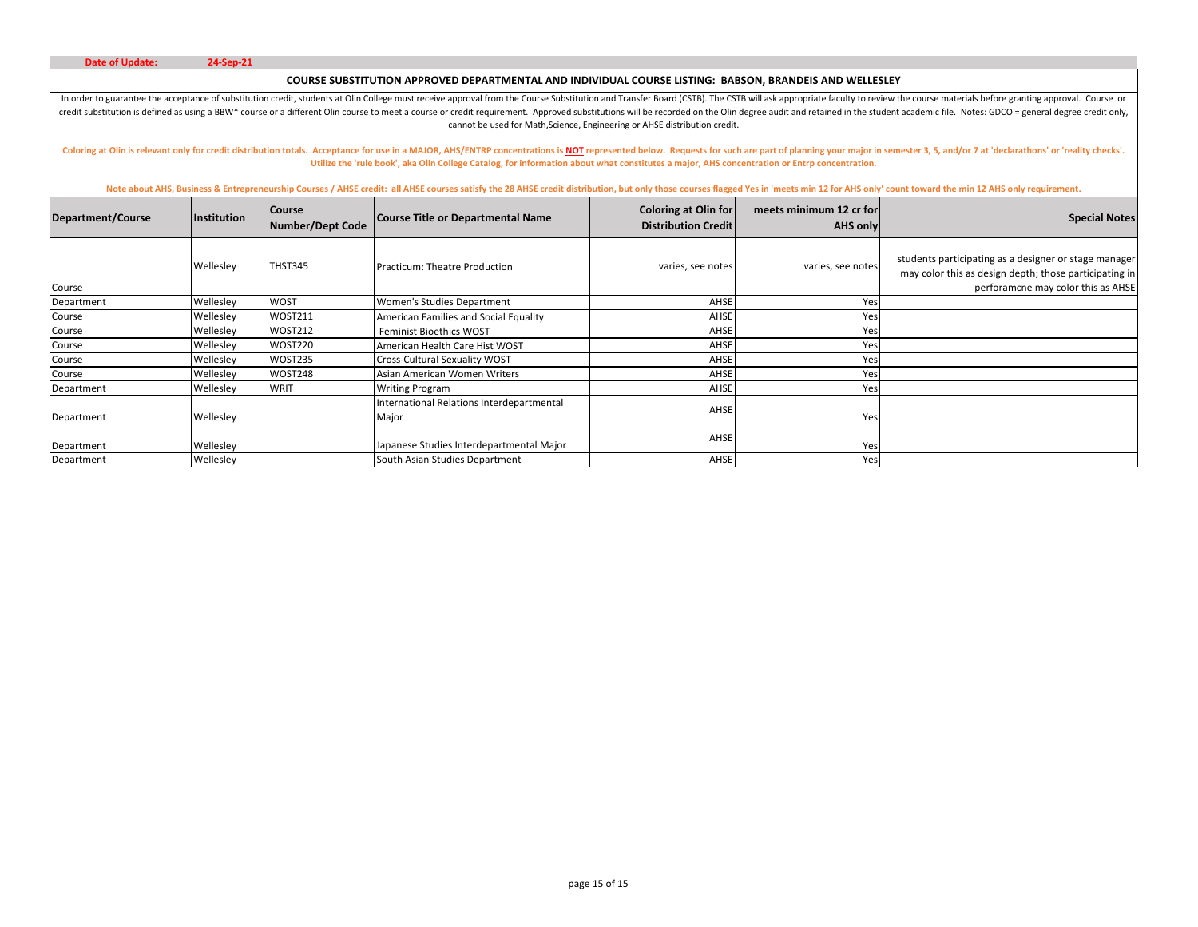**Date of Update:** 24-Sep-21

## COURSE SUBSTITUTION APPROVED DEPARTMENTAL AND INDIVIDUAL COURSE LISTING: BABSON, BRANDEIS AND WELLESLEY

In order to guarantee the acceptance of substitution credit, students at Olin College must receive approval from the Course Substitution and Transfer Board (CSTB). The CSTB will ask appropriate faculty to review the course materials before granting approval. Course or credit substitution is defined as using a BBW* course or a different Olin course to meet a course or credit requirement. Approved substitutions will be recorded on the Olin degree audit and retained in the student academic file. Notes: GDCO = general degree credit only, cannot be used for Math,Science, Engineering or AHSE distribution credit.

**Coloring at Olin is relevant only for credit distribution totals. Acceptance for use in a MAJOR, AHS/ENTRP concentrations is NOT represented below. Requests for such are part of planning your major in semester 3, 5, and/or 7 at 'declarathons' or 'reality checks'. Utilize the 'rule book', aka Olin College Catalog, for information about what constitutes a major, AHS concentration or Entrp concentration.**

**Note about AHS, Business & Entrepreneurship Courses / AHSE credit: all AHSE courses satisfy the 28 AHSE credit distribution, but only those courses flagged Yes in 'meets min 12 for AHS only' count toward the min 12 AHS only requirement.**

| Department/Course | Institution | Course Number/Dept Code | Course Title or Departmental Name | Coloring at Olin for Distribution Credit | meets minimum 12 cr for AHS only | Special Notes |
|---|---|---|---|---|---|---|
| Course | Wellesley | THST345 | Practicum: Theatre Production | varies, see notes | varies, see notes | students participating as a designer or stage manager may color this as design depth; those participating in perforamcne may color this as AHSE |
| Department | Wellesley | WOST | Women's Studies Department | AHSE | Yes | |
| Course | Wellesley | WOST211 | American Families and Social Equality | AHSE | Yes | |
| Course | Wellesley | WOST212 | Feminist Bioethics WOST | AHSE | Yes | |
| Course | Wellesley | WOST220 | American Health Care Hist WOST | AHSE | Yes | |
| Course | Wellesley | WOST235 | Cross-Cultural Sexuality WOST | AHSE | Yes | |
| Course | Wellesley | WOST248 | Asian American Women Writers | AHSE | Yes | |
| Department | Wellesley | WRIT | Writing Program | AHSE | Yes | |
| Department | Wellesley | | International Relations Interdepartmental Major | AHSE | Yes | |
| Department | Wellesley | | Japanese Studies Interdepartmental Major | AHSE | Yes | |
| Department | Wellesley | | South Asian Studies Department | AHSE | Yes | |